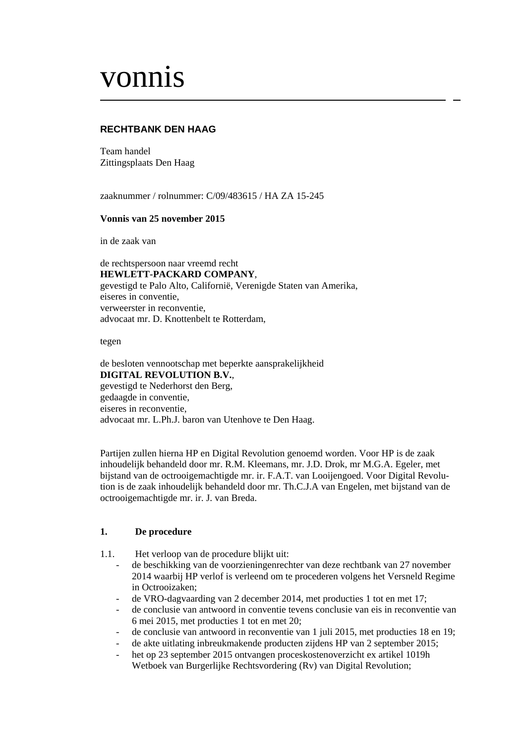# vonnis

**RECHTBANK DEN HAAG**

Team handel
Zittingsplaats Den Haag

zaaknummer / rolnummer: C/09/483615 / HA ZA 15-245

**Vonnis van 25 november 2015**

in de zaak van

de rechtspersoon naar vreemd recht
**HEWLETT-PACKARD COMPANY**,
gevestigd te Palo Alto, Californië, Verenigde Staten van Amerika,
eiseres in conventie,
verweerster in reconventie,
advocaat mr. D. Knottenbelt te Rotterdam,

tegen

de besloten vennootschap met beperkte aansprakelijkheid
**DIGITAL REVOLUTION B.V.**,
gevestigd te Nederhorst den Berg,
gedaagde in conventie,
eiseres in reconventie,
advocaat mr. L.Ph.J. baron van Utenhove te Den Haag.

Partijen zullen hierna HP en Digital Revolution genoemd worden. Voor HP is de zaak inhoudelijk behandeld door mr. R.M. Kleemans, mr. J.D. Drok, mr M.G.A. Egeler, met bijstand van de octrooigemachtigde mr. ir. F.A.T. van Looijengoed. Voor Digital Revolution is de zaak inhoudelijk behandeld door mr. Th.C.J.A van Engelen, met bijstand van de octrooigemachtigde mr. ir. J. van Breda.

**1. De procedure**

1.1. Het verloop van de procedure blijkt uit:

- de beschikking van de voorzieningenrechter van deze rechtbank van 27 november 2014 waarbij HP verlof is verleend om te procederen volgens het Versneld Regime in Octrooizaken;
- de VRO-dagvaarding van 2 december 2014, met producties 1 tot en met 17;
- de conclusie van antwoord in conventie tevens conclusie van eis in reconventie van 6 mei 2015, met producties 1 tot en met 20;
- de conclusie van antwoord in reconventie van 1 juli 2015, met producties 18 en 19;
- de akte uitlating inbreukmakende producten zijdens HP van 2 september 2015;
- het op 23 september 2015 ontvangen proceskostenoverzicht ex artikel 1019h Wetboek van Burgerlijke Rechtsvordering (Rv) van Digital Revolution;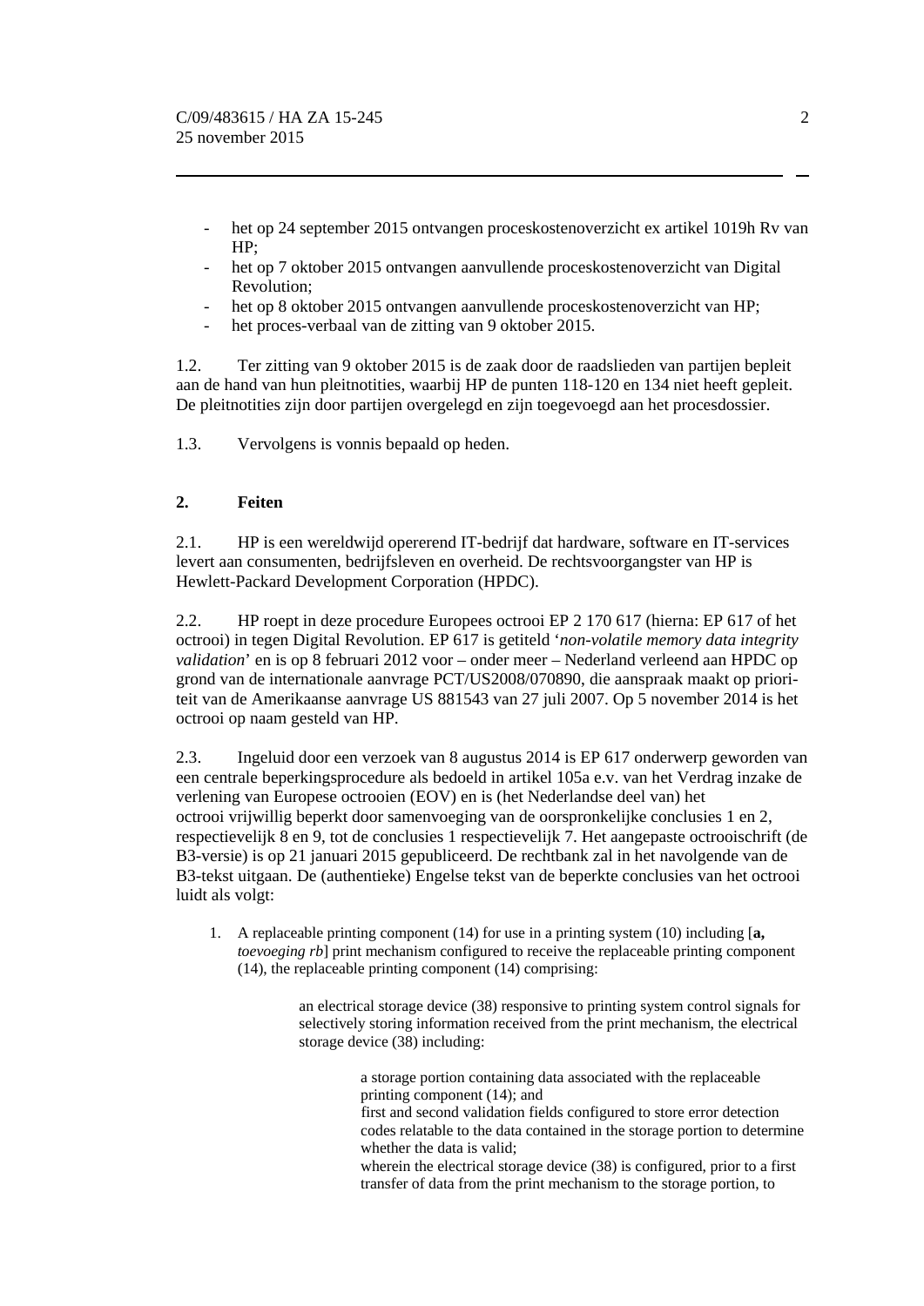- het op 24 september 2015 ontvangen proceskostenoverzicht ex artikel 1019h Rv van HP;
- het op 7 oktober 2015 ontvangen aanvullende proceskostenoverzicht van Digital Revolution;
- het op 8 oktober 2015 ontvangen aanvullende proceskostenoverzicht van HP;
- het proces-verbaal van de zitting van 9 oktober 2015.

1.2. Ter zitting van 9 oktober 2015 is de zaak door de raadslieden van partijen bepleit aan de hand van hun pleitnotities, waarbij HP de punten 118-120 en 134 niet heeft gepleit. De pleitnotities zijn door partijen overgelegd en zijn toegevoegd aan het procesdossier.

1.3. Vervolgens is vonnis bepaald op heden.

## 2. Feiten

2.1. HP is een wereldwijd opererend IT-bedrijf dat hardware, software en IT-services levert aan consumenten, bedrijfsleven en overheid. De rechtsvoorgangster van HP is Hewlett-Packard Development Corporation (HPDC).

2.2. HP roept in deze procedure Europees octrooi EP 2 170 617 (hierna: EP 617 of het octrooi) in tegen Digital Revolution. EP 617 is getiteld '*non-volatile memory data integrity validation*' en is op 8 februari 2012 voor – onder meer – Nederland verleend aan HPDC op grond van de internationale aanvrage PCT/US2008/070890, die aanspraak maakt op prioriteit van de Amerikaanse aanvrage US 881543 van 27 juli 2007. Op 5 november 2014 is het octrooi op naam gesteld van HP.

2.3. Ingeluid door een verzoek van 8 augustus 2014 is EP 617 onderwerp geworden van een centrale beperkingsprocedure als bedoeld in artikel 105a e.v. van het Verdrag inzake de verlening van Europese octrooien (EOV) en is (het Nederlandse deel van) het octrooi vrijwillig beperkt door samenvoeging van de oorspronkelijke conclusies 1 en 2, respectievelijk 8 en 9, tot de conclusies 1 respectievelijk 7. Het aangepaste octrooischrift (de B3-versie) is op 21 januari 2015 gepubliceerd. De rechtbank zal in het navolgende van de B3-tekst uitgaan. De (authentieke) Engelse tekst van de beperkte conclusies van het octrooi luidt als volgt:

1. A replaceable printing component (14) for use in a printing system (10) including [**a,** *toevoeging rb*] print mechanism configured to receive the replaceable printing component (14), the replaceable printing component (14) comprising:

    > an electrical storage device (38) responsive to printing system control signals for selectively storing information received from the print mechanism, the electrical storage device (38) including:
    >
    > > a storage portion containing data associated with the replaceable printing component (14); and
    > > first and second validation fields configured to store error detection codes relatable to the data contained in the storage portion to determine whether the data is valid;
    > > wherein the electrical storage device (38) is configured, prior to a first transfer of data from the print mechanism to the storage portion, to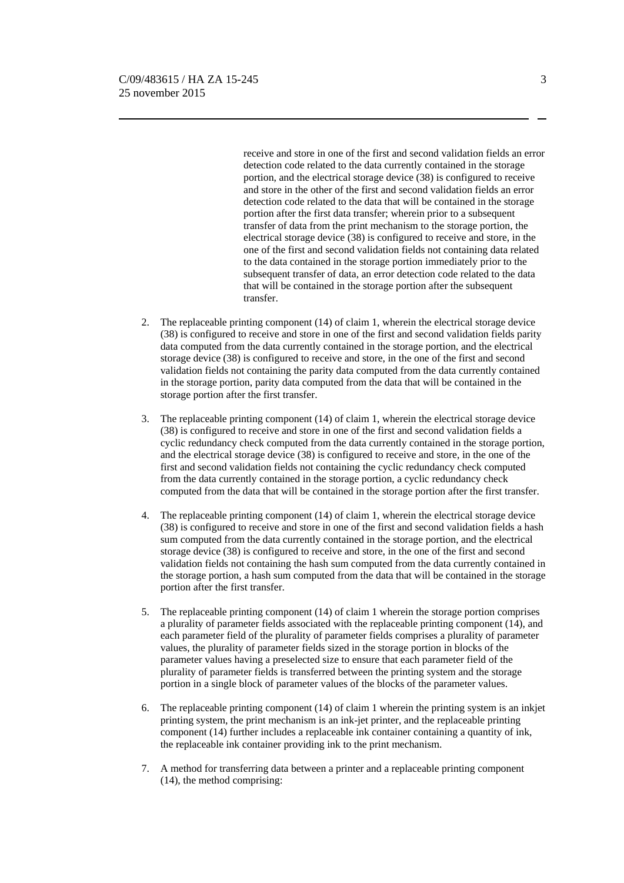receive and store in one of the first and second validation fields an error detection code related to the data currently contained in the storage portion, and the electrical storage device (38) is configured to receive and store in the other of the first and second validation fields an error detection code related to the data that will be contained in the storage portion after the first data transfer; wherein prior to a subsequent transfer of data from the print mechanism to the storage portion, the electrical storage device (38) is configured to receive and store, in the one of the first and second validation fields not containing data related to the data contained in the storage portion immediately prior to the subsequent transfer of data, an error detection code related to the data that will be contained in the storage portion after the subsequent transfer.

2. The replaceable printing component (14) of claim 1, wherein the electrical storage device (38) is configured to receive and store in one of the first and second validation fields parity data computed from the data currently contained in the storage portion, and the electrical storage device (38) is configured to receive and store, in the one of the first and second validation fields not containing the parity data computed from the data currently contained in the storage portion, parity data computed from the data that will be contained in the storage portion after the first transfer.

3. The replaceable printing component (14) of claim 1, wherein the electrical storage device (38) is configured to receive and store in one of the first and second validation fields a cyclic redundancy check computed from the data currently contained in the storage portion, and the electrical storage device (38) is configured to receive and store, in the one of the first and second validation fields not containing the cyclic redundancy check computed from the data currently contained in the storage portion, a cyclic redundancy check computed from the data that will be contained in the storage portion after the first transfer.

4. The replaceable printing component (14) of claim 1, wherein the electrical storage device (38) is configured to receive and store in one of the first and second validation fields a hash sum computed from the data currently contained in the storage portion, and the electrical storage device (38) is configured to receive and store, in the one of the first and second validation fields not containing the hash sum computed from the data currently contained in the storage portion, a hash sum computed from the data that will be contained in the storage portion after the first transfer.

5. The replaceable printing component (14) of claim 1 wherein the storage portion comprises a plurality of parameter fields associated with the replaceable printing component (14), and each parameter field of the plurality of parameter fields comprises a plurality of parameter values, the plurality of parameter fields sized in the storage portion in blocks of the parameter values having a preselected size to ensure that each parameter field of the plurality of parameter fields is transferred between the printing system and the storage portion in a single block of parameter values of the blocks of the parameter values.

6. The replaceable printing component (14) of claim 1 wherein the printing system is an inkjet printing system, the print mechanism is an ink-jet printer, and the replaceable printing component (14) further includes a replaceable ink container containing a quantity of ink, the replaceable ink container providing ink to the print mechanism.

7. A method for transferring data between a printer and a replaceable printing component (14), the method comprising: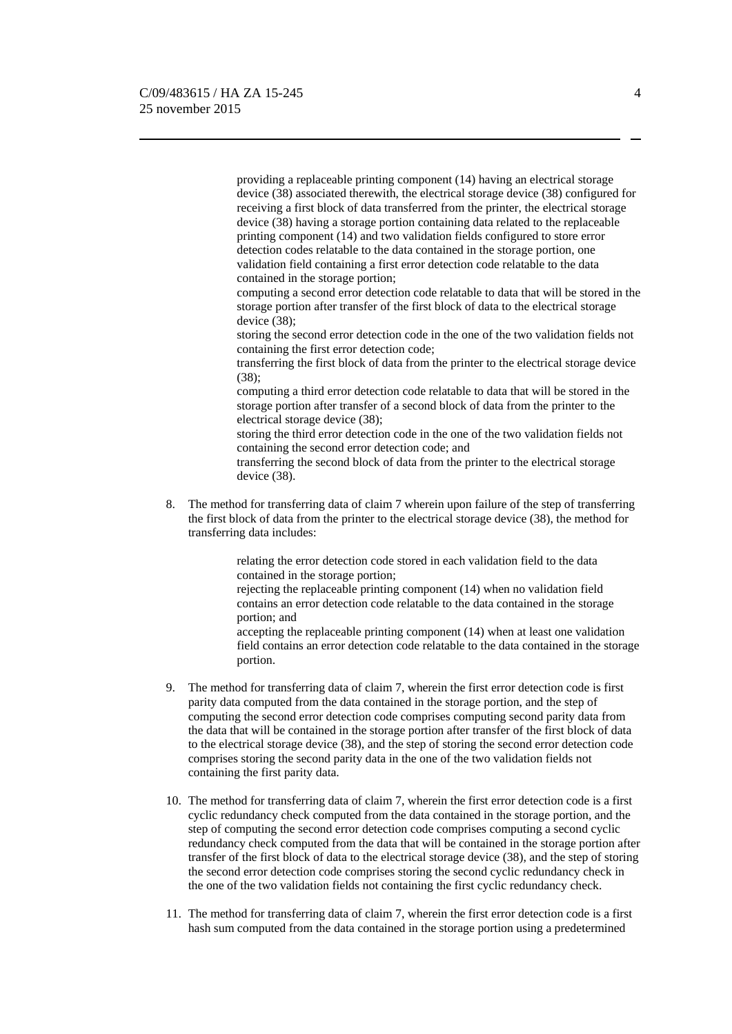providing a replaceable printing component (14) having an electrical storage device (38) associated therewith, the electrical storage device (38) configured for receiving a first block of data transferred from the printer, the electrical storage device (38) having a storage portion containing data related to the replaceable printing component (14) and two validation fields configured to store error detection codes relatable to the data contained in the storage portion, one validation field containing a first error detection code relatable to the data contained in the storage portion;

computing a second error detection code relatable to data that will be stored in the storage portion after transfer of the first block of data to the electrical storage device (38);

storing the second error detection code in the one of the two validation fields not containing the first error detection code;

transferring the first block of data from the printer to the electrical storage device (38);

computing a third error detection code relatable to data that will be stored in the storage portion after transfer of a second block of data from the printer to the electrical storage device (38);

storing the third error detection code in the one of the two validation fields not containing the second error detection code; and

transferring the second block of data from the printer to the electrical storage device (38).

8. The method for transferring data of claim 7 wherein upon failure of the step of transferring the first block of data from the printer to the electrical storage device (38), the method for transferring data includes:

   relating the error detection code stored in each validation field to the data contained in the storage portion;

   rejecting the replaceable printing component (14) when no validation field contains an error detection code relatable to the data contained in the storage portion; and

   accepting the replaceable printing component (14) when at least one validation field contains an error detection code relatable to the data contained in the storage portion.

9. The method for transferring data of claim 7, wherein the first error detection code is first parity data computed from the data contained in the storage portion, and the step of computing the second error detection code comprises computing second parity data from the data that will be contained in the storage portion after transfer of the first block of data to the electrical storage device (38), and the step of storing the second error detection code comprises storing the second parity data in the one of the two validation fields not containing the first parity data.

10. The method for transferring data of claim 7, wherein the first error detection code is a first cyclic redundancy check computed from the data contained in the storage portion, and the step of computing the second error detection code comprises computing a second cyclic redundancy check computed from the data that will be contained in the storage portion after transfer of the first block of data to the electrical storage device (38), and the step of storing the second error detection code comprises storing the second cyclic redundancy check in the one of the two validation fields not containing the first cyclic redundancy check.

11. The method for transferring data of claim 7, wherein the first error detection code is a first hash sum computed from the data contained in the storage portion using a predetermined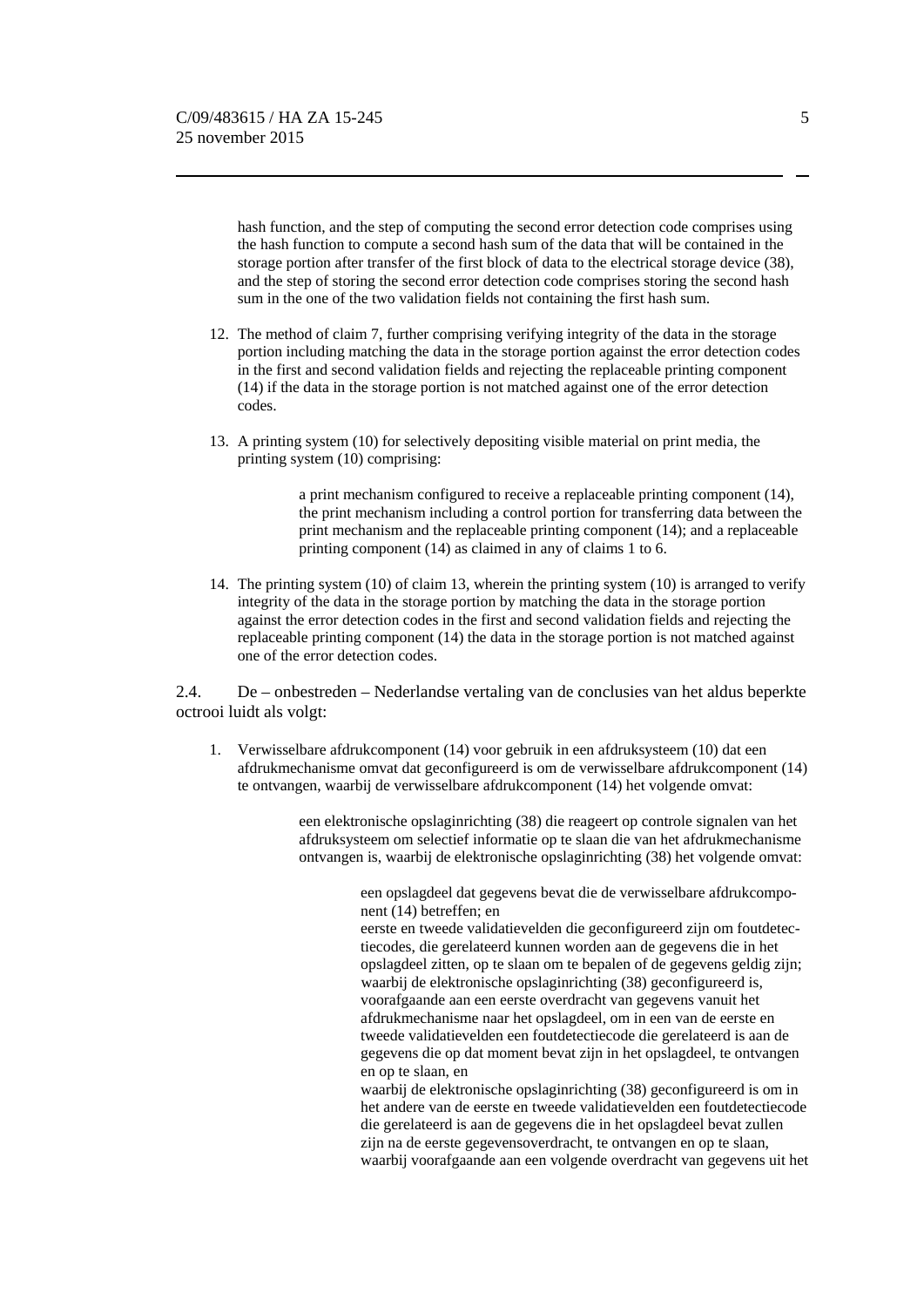hash function, and the step of computing the second error detection code comprises using the hash function to compute a second hash sum of the data that will be contained in the storage portion after transfer of the first block of data to the electrical storage device (38), and the step of storing the second error detection code comprises storing the second hash sum in the one of the two validation fields not containing the first hash sum.

12. The method of claim 7, further comprising verifying integrity of the data in the storage portion including matching the data in the storage portion against the error detection codes in the first and second validation fields and rejecting the replaceable printing component (14) if the data in the storage portion is not matched against one of the error detection codes.

13. A printing system (10) for selectively depositing visible material on print media, the printing system (10) comprising:

    a print mechanism configured to receive a replaceable printing component (14), the print mechanism including a control portion for transferring data between the print mechanism and the replaceable printing component (14); and a replaceable printing component (14) as claimed in any of claims 1 to 6.

14. The printing system (10) of claim 13, wherein the printing system (10) is arranged to verify integrity of the data in the storage portion by matching the data in the storage portion against the error detection codes in the first and second validation fields and rejecting the replaceable printing component (14) the data in the storage portion is not matched against one of the error detection codes.

2.4. De – onbestreden – Nederlandse vertaling van de conclusies van het aldus beperkte octrooi luidt als volgt:

1. Verwisselbare afdrukcomponent (14) voor gebruik in een afdruksysteem (10) dat een afdrukmechanisme omvat dat geconfigureerd is om de verwisselbare afdrukcomponent (14) te ontvangen, waarbij de verwisselbare afdrukcomponent (14) het volgende omvat:

    een elektronische opslaginrichting (38) die reageert op controle signalen van het afdruksysteem om selectief informatie op te slaan die van het afdrukmechanisme ontvangen is, waarbij de elektronische opslaginrichting (38) het volgende omvat:

        een opslagdeel dat gegevens bevat die de verwisselbare afdrukcomponent (14) betreffen; en
        eerste en tweede validatievelden die geconfigureerd zijn om foutdetectiecodes, die gerelateerd kunnen worden aan de gegevens die in het opslagdeel zitten, op te slaan om te bepalen of de gegevens geldig zijn;
        waarbij de elektronische opslaginrichting (38) geconfigureerd is, voorafgaande aan een eerste overdracht van gegevens vanuit het afdrukmechanisme naar het opslagdeel, om in een van de eerste en tweede validatievelden een foutdetectiecode die gerelateerd is aan de gegevens die op dat moment bevat zijn in het opslagdeel, te ontvangen en op te slaan, en
        waarbij de elektronische opslaginrichting (38) geconfigureerd is om in het andere van de eerste en tweede validatievelden een foutdetectiecode die gerelateerd is aan de gegevens die in het opslagdeel bevat zullen zijn na de eerste gegevensoverdracht, te ontvangen en op te slaan, waarbij voorafgaande aan een volgende overdracht van gegevens uit het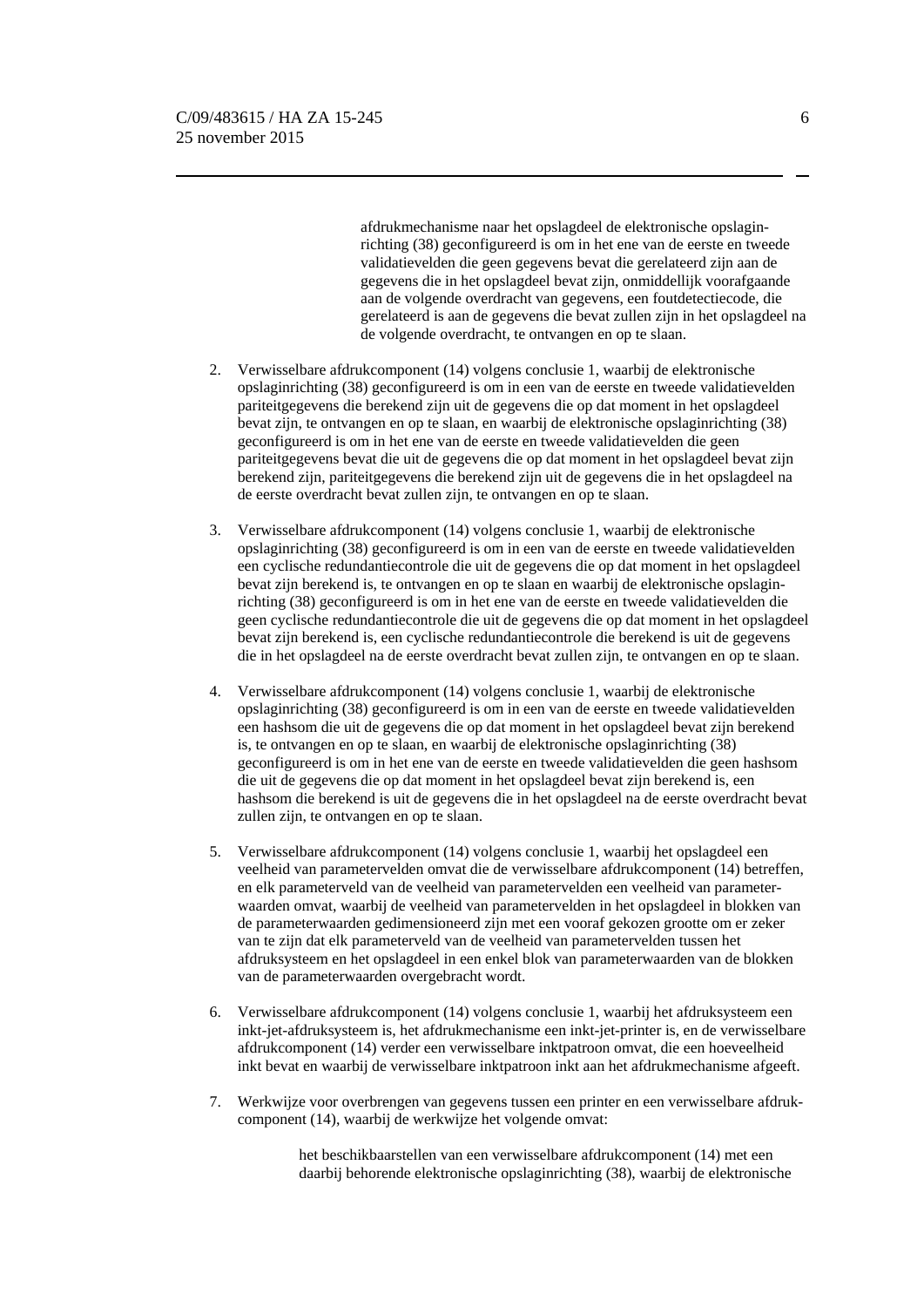afdrukmechanisme naar het opslagdeel de elektronische opslaginrichting (38) geconfigureerd is om in het ene van de eerste en tweede validatievelden die geen gegevens bevat die gerelateerd zijn aan de gegevens die in het opslagdeel bevat zijn, onmiddellijk voorafgaande aan de volgende overdracht van gegevens, een foutdetectiecode, die gerelateerd is aan de gegevens die bevat zullen zijn in het opslagdeel na de volgende overdracht, te ontvangen en op te slaan.

2. Verwisselbare afdrukcomponent (14) volgens conclusie 1, waarbij de elektronische opslaginrichting (38) geconfigureerd is om in een van de eerste en tweede validatievelden pariteitgegevens die berekend zijn uit de gegevens die op dat moment in het opslagdeel bevat zijn, te ontvangen en op te slaan, en waarbij de elektronische opslaginrichting (38) geconfigureerd is om in het ene van de eerste en tweede validatievelden die geen pariteitgegevens bevat die uit de gegevens die op dat moment in het opslagdeel bevat zijn berekend zijn, pariteitgegevens die berekend zijn uit de gegevens die in het opslagdeel na de eerste overdracht bevat zullen zijn, te ontvangen en op te slaan.

3. Verwisselbare afdrukcomponent (14) volgens conclusie 1, waarbij de elektronische opslaginrichting (38) geconfigureerd is om in een van de eerste en tweede validatievelden een cyclische redundantiecontrole die uit de gegevens die op dat moment in het opslagdeel bevat zijn berekend is, te ontvangen en op te slaan en waarbij de elektronische opslaginrichting (38) geconfigureerd is om in het ene van de eerste en tweede validatievelden die geen cyclische redundantiecontrole die uit de gegevens die op dat moment in het opslagdeel bevat zijn berekend is, een cyclische redundantiecontrole die berekend is uit de gegevens die in het opslagdeel na de eerste overdracht bevat zullen zijn, te ontvangen en op te slaan.

4. Verwisselbare afdrukcomponent (14) volgens conclusie 1, waarbij de elektronische opslaginrichting (38) geconfigureerd is om in een van de eerste en tweede validatievelden een hashsom die uit de gegevens die op dat moment in het opslagdeel bevat zijn berekend is, te ontvangen en op te slaan, en waarbij de elektronische opslaginrichting (38) geconfigureerd is om in het ene van de eerste en tweede validatievelden die geen hashsom die uit de gegevens die op dat moment in het opslagdeel bevat zijn berekend is, een hashsom die berekend is uit de gegevens die in het opslagdeel na de eerste overdracht bevat zullen zijn, te ontvangen en op te slaan.

5. Verwisselbare afdrukcomponent (14) volgens conclusie 1, waarbij het opslagdeel een veelheid van parametervelden omvat die de verwisselbare afdrukcomponent (14) betreffen, en elk parameterveld van de veelheid van parametervelden een veelheid van parameterwaarden omvat, waarbij de veelheid van parametervelden in het opslagdeel in blokken van de parameterwaarden gedimensioneerd zijn met een vooraf gekozen grootte om er zeker van te zijn dat elk parameterveld van de veelheid van parametervelden tussen het afdruksysteem en het opslagdeel in een enkel blok van parameterwaarden van de blokken van de parameterwaarden overgebracht wordt.

6. Verwisselbare afdrukcomponent (14) volgens conclusie 1, waarbij het afdruksysteem een inkt-jet-afdruksysteem is, het afdrukmechanisme een inkt-jet-printer is, en de verwisselbare afdrukcomponent (14) verder een verwisselbare inktpatroon omvat, die een hoeveelheid inkt bevat en waarbij de verwisselbare inktpatroon inkt aan het afdrukmechanisme afgeeft.

7. Werkwijze voor overbrengen van gegevens tussen een printer en een verwisselbare afdrukcomponent (14), waarbij de werkwijze het volgende omvat:

   het beschikbaarstellen van een verwisselbare afdrukcomponent (14) met een daarbij behorende elektronische opslaginrichting (38), waarbij de elektronische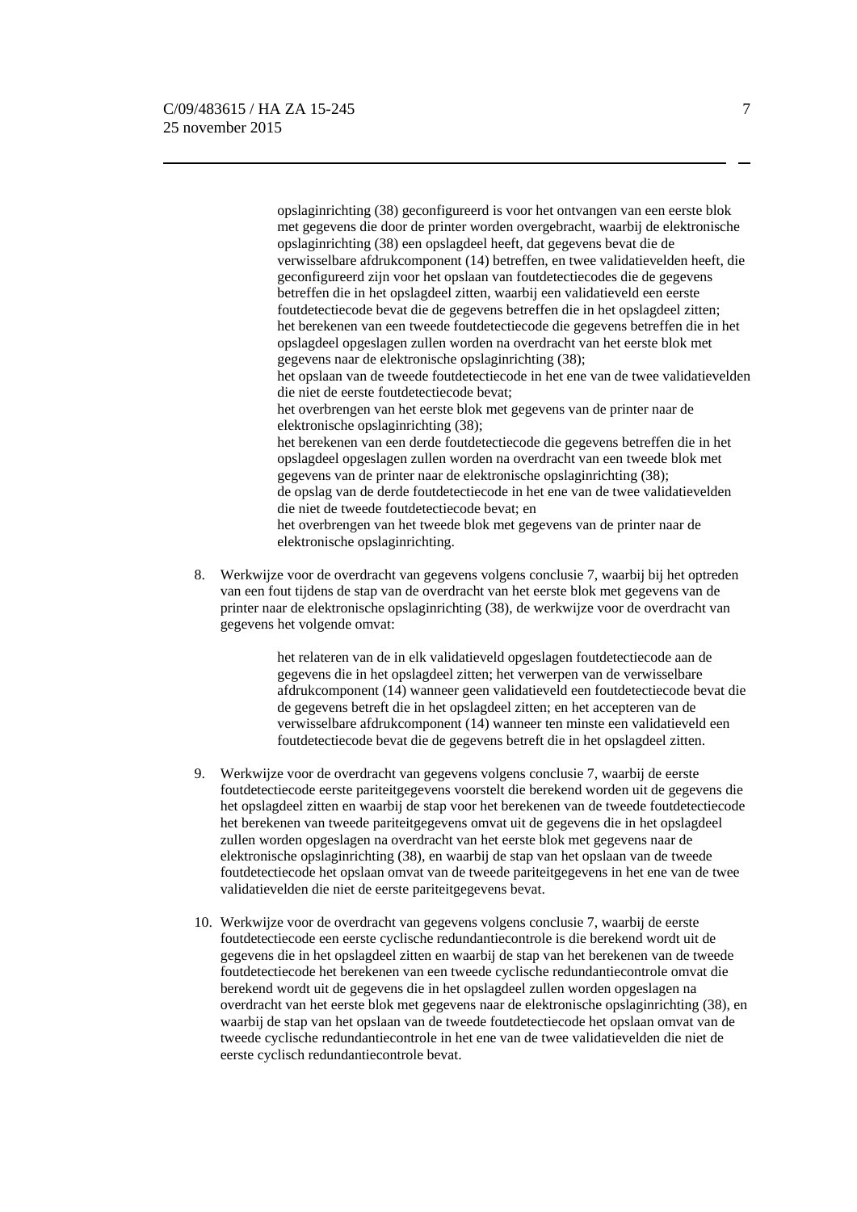opslaginrichting (38) geconfigureerd is voor het ontvangen van een eerste blok met gegevens die door de printer worden overgebracht, waarbij de elektronische opslaginrichting (38) een opslagdeel heeft, dat gegevens bevat die de verwisselbare afdrukcomponent (14) betreffen, en twee validatievelden heeft, die geconfigureerd zijn voor het opslaan van foutdetectiecodes die de gegevens betreffen die in het opslagdeel zitten, waarbij een validatieveld een eerste foutdetectiecode bevat die de gegevens betreffen die in het opslagdeel zitten;
het berekenen van een tweede foutdetectiecode die gegevens betreffen die in het opslagdeel opgeslagen zullen worden na overdracht van het eerste blok met gegevens naar de elektronische opslaginrichting (38);
het opslaan van de tweede foutdetectiecode in het ene van de twee validatievelden die niet de eerste foutdetectiecode bevat;
het overbrengen van het eerste blok met gegevens van de printer naar de elektronische opslaginrichting (38);
het berekenen van een derde foutdetectiecode die gegevens betreffen die in het opslagdeel opgeslagen zullen worden na overdracht van een tweede blok met gegevens van de printer naar de elektronische opslaginrichting (38);
de opslag van de derde foutdetectiecode in het ene van de twee validatievelden die niet de tweede foutdetectiecode bevat; en
het overbrengen van het tweede blok met gegevens van de printer naar de elektronische opslaginrichting.

8. Werkwijze voor de overdracht van gegevens volgens conclusie 7, waarbij bij het optreden van een fout tijdens de stap van de overdracht van het eerste blok met gegevens van de printer naar de elektronische opslaginrichting (38), de werkwijze voor de overdracht van gegevens het volgende omvat:

   het relateren van de in elk validatieveld opgeslagen foutdetectiecode aan de gegevens die in het opslagdeel zitten; het verwerpen van de verwisselbare afdrukcomponent (14) wanneer geen validatieveld een foutdetectiecode bevat die de gegevens betreft die in het opslagdeel zitten; en het accepteren van de verwisselbare afdrukcomponent (14) wanneer ten minste een validatieveld een foutdetectiecode bevat die de gegevens betreft die in het opslagdeel zitten.

9. Werkwijze voor de overdracht van gegevens volgens conclusie 7, waarbij de eerste foutdetectiecode eerste pariteitgegevens voorstelt die berekend worden uit de gegevens die het opslagdeel zitten en waarbij de stap voor het berekenen van de tweede foutdetectiecode het berekenen van tweede pariteitgegevens omvat uit de gegevens die in het opslagdeel zullen worden opgeslagen na overdracht van het eerste blok met gegevens naar de elektronische opslaginrichting (38), en waarbij de stap van het opslaan van de tweede foutdetectiecode het opslaan omvat van de tweede pariteitgegevens in het ene van de twee validatievelden die niet de eerste pariteitgegevens bevat.

10. Werkwijze voor de overdracht van gegevens volgens conclusie 7, waarbij de eerste foutdetectiecode een eerste cyclische redundantiecontrole is die berekend wordt uit de gegevens die in het opslagdeel zitten en waarbij de stap van het berekenen van de tweede foutdetectiecode het berekenen van een tweede cyclische redundantiecontrole omvat die berekend wordt uit de gegevens die in het opslagdeel zullen worden opgeslagen na overdracht van het eerste blok met gegevens naar de elektronische opslaginrichting (38), en waarbij de stap van het opslaan van de tweede foutdetectiecode het opslaan omvat van de tweede cyclische redundantiecontrole in het ene van de twee validatievelden die niet de eerste cyclisch redundantiecontrole bevat.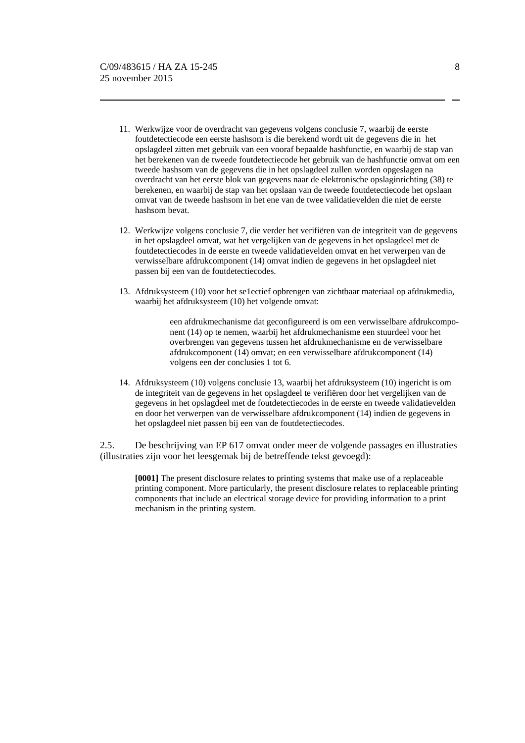11. Werkwijze voor de overdracht van gegevens volgens conclusie 7, waarbij de eerste foutdetectiecode een eerste hashsom is die berekend wordt uit de gegevens die in het opslagdeel zitten met gebruik van een vooraf bepaalde hashfunctie, en waarbij de stap van het berekenen van de tweede foutdetectiecode het gebruik van de hashfunctie omvat om een tweede hashsom van de gegevens die in het opslagdeel zullen worden opgeslagen na overdracht van het eerste blok van gegevens naar de elektronische opslaginrichting (38) te berekenen, en waarbij de stap van het opslaan van de tweede foutdetectiecode het opslaan omvat van de tweede hashsom in het ene van de twee validatievelden die niet de eerste hashsom bevat.

12. Werkwijze volgens conclusie 7, die verder het verifiëren van de integriteit van de gegevens in het opslagdeel omvat, wat het vergelijken van de gegevens in het opslagdeel met de foutdetectiecodes in de eerste en tweede validatievelden omvat en het verwerpen van de verwisselbare afdrukcomponent (14) omvat indien de gegevens in het opslagdeel niet passen bij een van de foutdetectiecodes.

13. Afdruksysteem (10) voor het se1ectief opbrengen van zichtbaar materiaal op afdrukmedia, waarbij het afdruksysteem (10) het volgende omvat:

    een afdrukmechanisme dat geconfigureerd is om een verwisselbare afdrukcomponent (14) op te nemen, waarbij het afdrukmechanisme een stuurdeel voor het overbrengen van gegevens tussen het afdrukmechanisme en de verwisselbare afdrukcomponent (14) omvat; en een verwisselbare afdrukcomponent (14) volgens een der conclusies 1 tot 6.

14. Afdruksysteem (10) volgens conclusie 13, waarbij het afdruksysteem (10) ingericht is om de integriteit van de gegevens in het opslagdeel te verifiëren door het vergelijken van de gegevens in het opslagdeel met de foutdetectiecodes in de eerste en tweede validatievelden en door het verwerpen van de verwisselbare afdrukcomponent (14) indien de gegevens in het opslagdeel niet passen bij een van de foutdetectiecodes.

2.5. De beschrijving van EP 617 omvat onder meer de volgende passages en illustraties (illustraties zijn voor het leesgemak bij de betreffende tekst gevoegd):

> **[0001]** The present disclosure relates to printing systems that make use of a replaceable printing component. More particularly, the present disclosure relates to replaceable printing components that include an electrical storage device for providing information to a print mechanism in the printing system.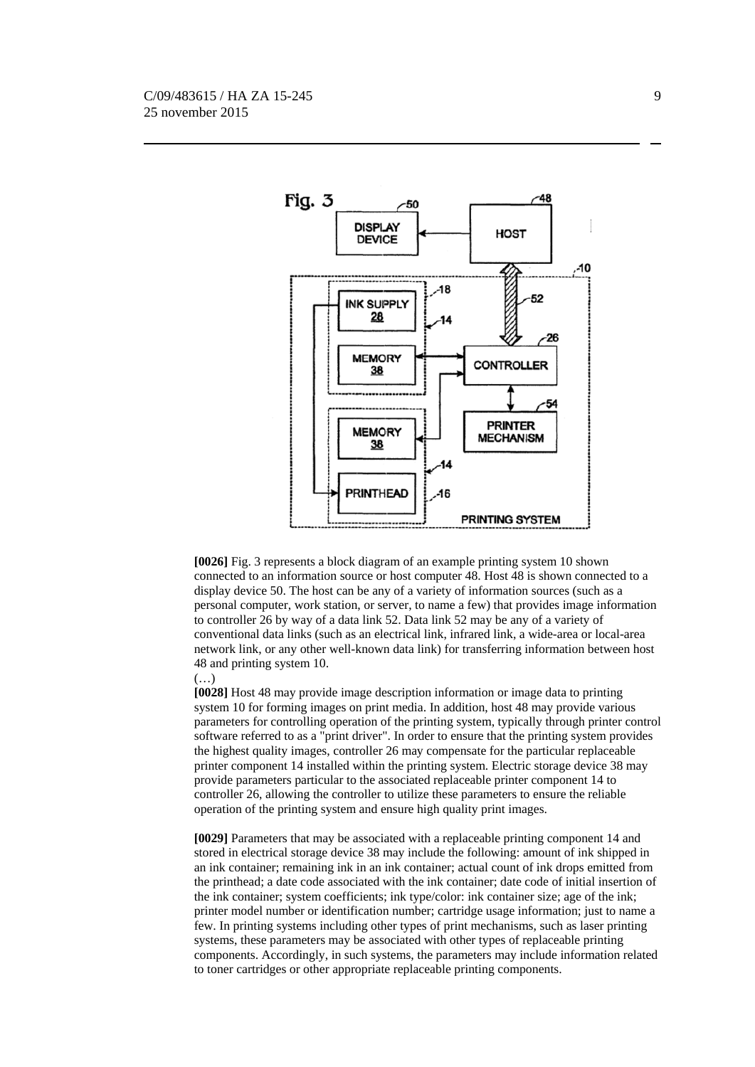Fig. 3

DISPLAY DEVICE 50

HOST 48

INK SUPPLY 28

MEMORY 38

CONTROLLER 26

MEMORY 38

PRINTER MECHANISM 54

PRINTHEAD 16

PRINTING SYSTEM 10

**[0026]** Fig. 3 represents a block diagram of an example printing system 10 shown connected to an information source or host computer 48. Host 48 is shown connected to a display device 50. The host can be any of a variety of information sources (such as a personal computer, work station, or server, to name a few) that provides image information to controller 26 by way of a data link 52. Data link 52 may be any of a variety of conventional data links (such as an electrical link, infrared link, a wide-area or local-area network link, or any other well-known data link) for transferring information between host 48 and printing system 10.

(…)

**[0028]** Host 48 may provide image description information or image data to printing system 10 for forming images on print media. In addition, host 48 may provide various parameters for controlling operation of the printing system, typically through printer control software referred to as a "print driver". In order to ensure that the printing system provides the highest quality images, controller 26 may compensate for the particular replaceable printer component 14 installed within the printing system. Electric storage device 38 may provide parameters particular to the associated replaceable printer component 14 to controller 26, allowing the controller to utilize these parameters to ensure the reliable operation of the printing system and ensure high quality print images.

**[0029]** Parameters that may be associated with a replaceable printing component 14 and stored in electrical storage device 38 may include the following: amount of ink shipped in an ink container; remaining ink in an ink container; actual count of ink drops emitted from the printhead; a date code associated with the ink container; date code of initial insertion of the ink container; system coefficients; ink type/color: ink container size; age of the ink; printer model number or identification number; cartridge usage information; just to name a few. In printing systems including other types of print mechanisms, such as laser printing systems, these parameters may be associated with other types of replaceable printing components. Accordingly, in such systems, the parameters may include information related to toner cartridges or other appropriate replaceable printing components.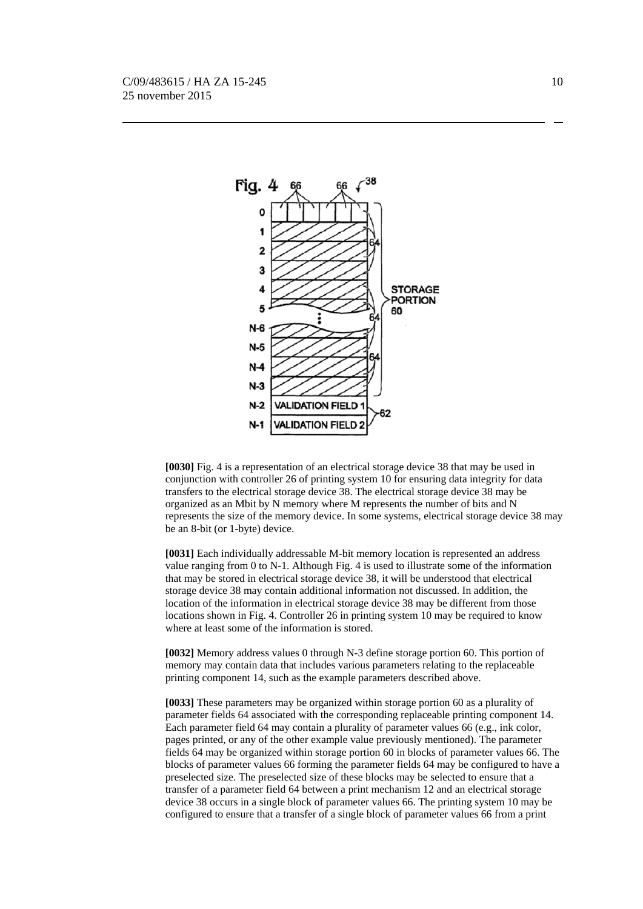[0030] Fig. 4 is a representation of an electrical storage device 38 that may be used in conjunction with controller 26 of printing system 10 for ensuring data integrity for data transfers to the electrical storage device 38. The electrical storage device 38 may be organized as an Mbit by N memory where M represents the number of bits and N represents the size of the memory device. In some systems, electrical storage device 38 may be an 8-bit (or 1-byte) device.

[0031] Each individually addressable M-bit memory location is represented an address value ranging from 0 to N-1. Although Fig. 4 is used to illustrate some of the information that may be stored in electrical storage device 38, it will be understood that electrical storage device 38 may contain additional information not discussed. In addition, the location of the information in electrical storage device 38 may be different from those locations shown in Fig. 4. Controller 26 in printing system 10 may be required to know where at least some of the information is stored.

[0032] Memory address values 0 through N-3 define storage portion 60. This portion of memory may contain data that includes various parameters relating to the replaceable printing component 14, such as the example parameters described above.

[0033] These parameters may be organized within storage portion 60 as a plurality of parameter fields 64 associated with the corresponding replaceable printing component 14. Each parameter field 64 may contain a plurality of parameter values 66 (e.g., ink color, pages printed, or any of the other example value previously mentioned). The parameter fields 64 may be organized within storage portion 60 in blocks of parameter values 66. The blocks of parameter values 66 forming the parameter fields 64 may be configured to have a preselected size. The preselected size of these blocks may be selected to ensure that a transfer of a parameter field 64 between a print mechanism 12 and an electrical storage device 38 occurs in a single block of parameter values 66. The printing system 10 may be configured to ensure that a transfer of a single block of parameter values 66 from a print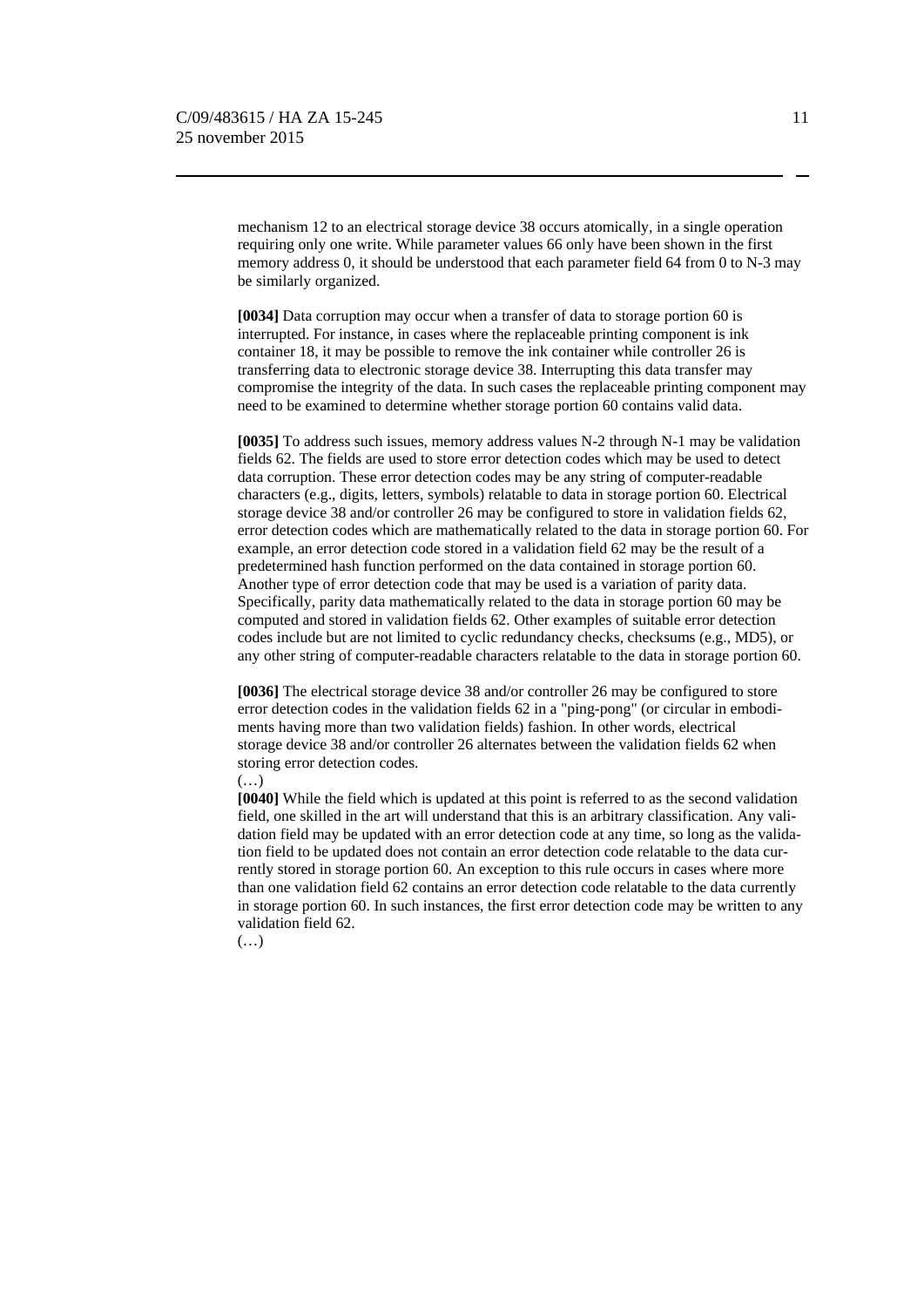mechanism 12 to an electrical storage device 38 occurs atomically, in a single operation requiring only one write. While parameter values 66 only have been shown in the first memory address 0, it should be understood that each parameter field 64 from 0 to N-3 may be similarly organized.

**[0034]** Data corruption may occur when a transfer of data to storage portion 60 is interrupted. For instance, in cases where the replaceable printing component is ink container 18, it may be possible to remove the ink container while controller 26 is transferring data to electronic storage device 38. Interrupting this data transfer may compromise the integrity of the data. In such cases the replaceable printing component may need to be examined to determine whether storage portion 60 contains valid data.

**[0035]** To address such issues, memory address values N-2 through N-1 may be validation fields 62. The fields are used to store error detection codes which may be used to detect data corruption. These error detection codes may be any string of computer-readable characters (e.g., digits, letters, symbols) relatable to data in storage portion 60. Electrical storage device 38 and/or controller 26 may be configured to store in validation fields 62, error detection codes which are mathematically related to the data in storage portion 60. For example, an error detection code stored in a validation field 62 may be the result of a predetermined hash function performed on the data contained in storage portion 60. Another type of error detection code that may be used is a variation of parity data. Specifically, parity data mathematically related to the data in storage portion 60 may be computed and stored in validation fields 62. Other examples of suitable error detection codes include but are not limited to cyclic redundancy checks, checksums (e.g., MD5), or any other string of computer-readable characters relatable to the data in storage portion 60.

**[0036]** The electrical storage device 38 and/or controller 26 may be configured to store error detection codes in the validation fields 62 in a "ping-pong" (or circular in embodiments having more than two validation fields) fashion. In other words, electrical storage device 38 and/or controller 26 alternates between the validation fields 62 when storing error detection codes.

(…)

**[0040]** While the field which is updated at this point is referred to as the second validation field, one skilled in the art will understand that this is an arbitrary classification. Any validation field may be updated with an error detection code at any time, so long as the validation field to be updated does not contain an error detection code relatable to the data currently stored in storage portion 60. An exception to this rule occurs in cases where more than one validation field 62 contains an error detection code relatable to the data currently in storage portion 60. In such instances, the first error detection code may be written to any validation field 62.

(…)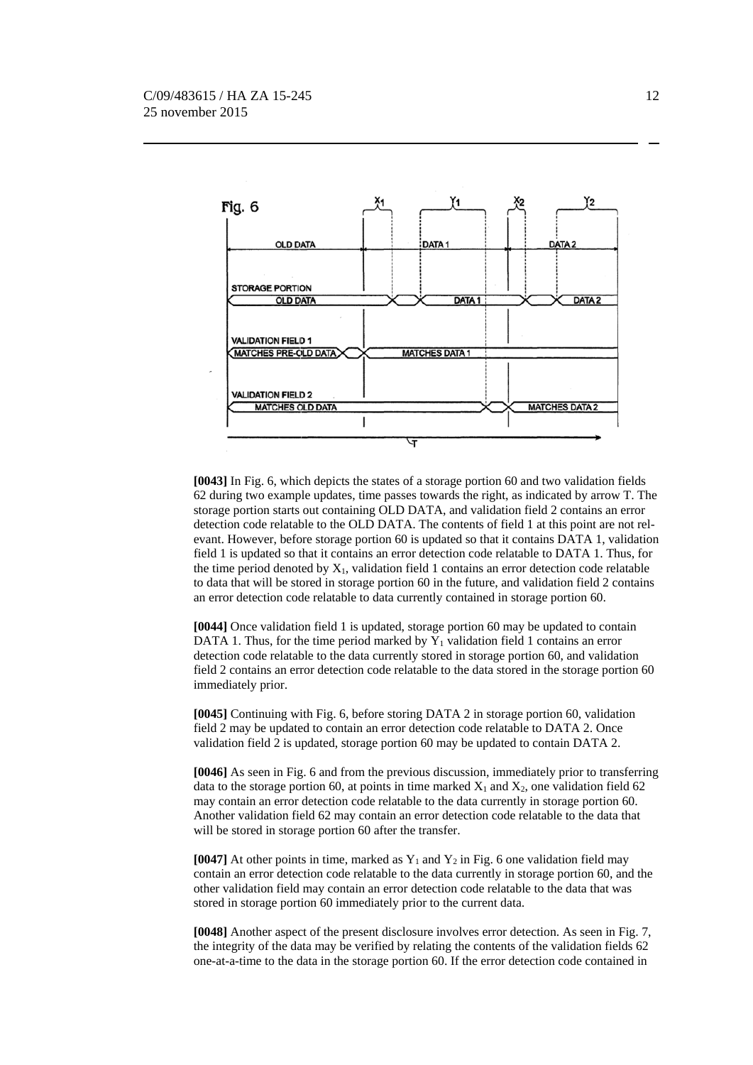[0043] In Fig. 6, which depicts the states of a storage portion 60 and two validation fields 62 during two example updates, time passes towards the right, as indicated by arrow T. The storage portion starts out containing OLD DATA, and validation field 2 contains an error detection code relatable to the OLD DATA. The contents of field 1 at this point are not relevant. However, before storage portion 60 is updated so that it contains DATA 1, validation field 1 is updated so that it contains an error detection code relatable to DATA 1. Thus, for the time period denoted by $X_1$, validation field 1 contains an error detection code relatable to data that will be stored in storage portion 60 in the future, and validation field 2 contains an error detection code relatable to data currently contained in storage portion 60.

**[0044]** Once validation field 1 is updated, storage portion 60 may be updated to contain DATA 1. Thus, for the time period marked by $Y_1$ validation field 1 contains an error detection code relatable to the data currently stored in storage portion 60, and validation field 2 contains an error detection code relatable to the data stored in the storage portion 60 immediately prior.

**[0045]** Continuing with Fig. 6, before storing DATA 2 in storage portion 60, validation field 2 may be updated to contain an error detection code relatable to DATA 2. Once validation field 2 is updated, storage portion 60 may be updated to contain DATA 2.

**[0046]** As seen in Fig. 6 and from the previous discussion, immediately prior to transferring data to the storage portion 60, at points in time marked $X_1$ and $X_2$, one validation field 62 may contain an error detection code relatable to the data currently in storage portion 60. Another validation field 62 may contain an error detection code relatable to the data that will be stored in storage portion 60 after the transfer.

**[0047]** At other points in time, marked as $Y_1$ and $Y_2$ in Fig. 6 one validation field may contain an error detection code relatable to the data currently in storage portion 60, and the other validation field may contain an error detection code relatable to the data that was stored in storage portion 60 immediately prior to the current data.

**[0048]** Another aspect of the present disclosure involves error detection. As seen in Fig. 7, the integrity of the data may be verified by relating the contents of the validation fields 62 one-at-a-time to the data in the storage portion 60. If the error detection code contained in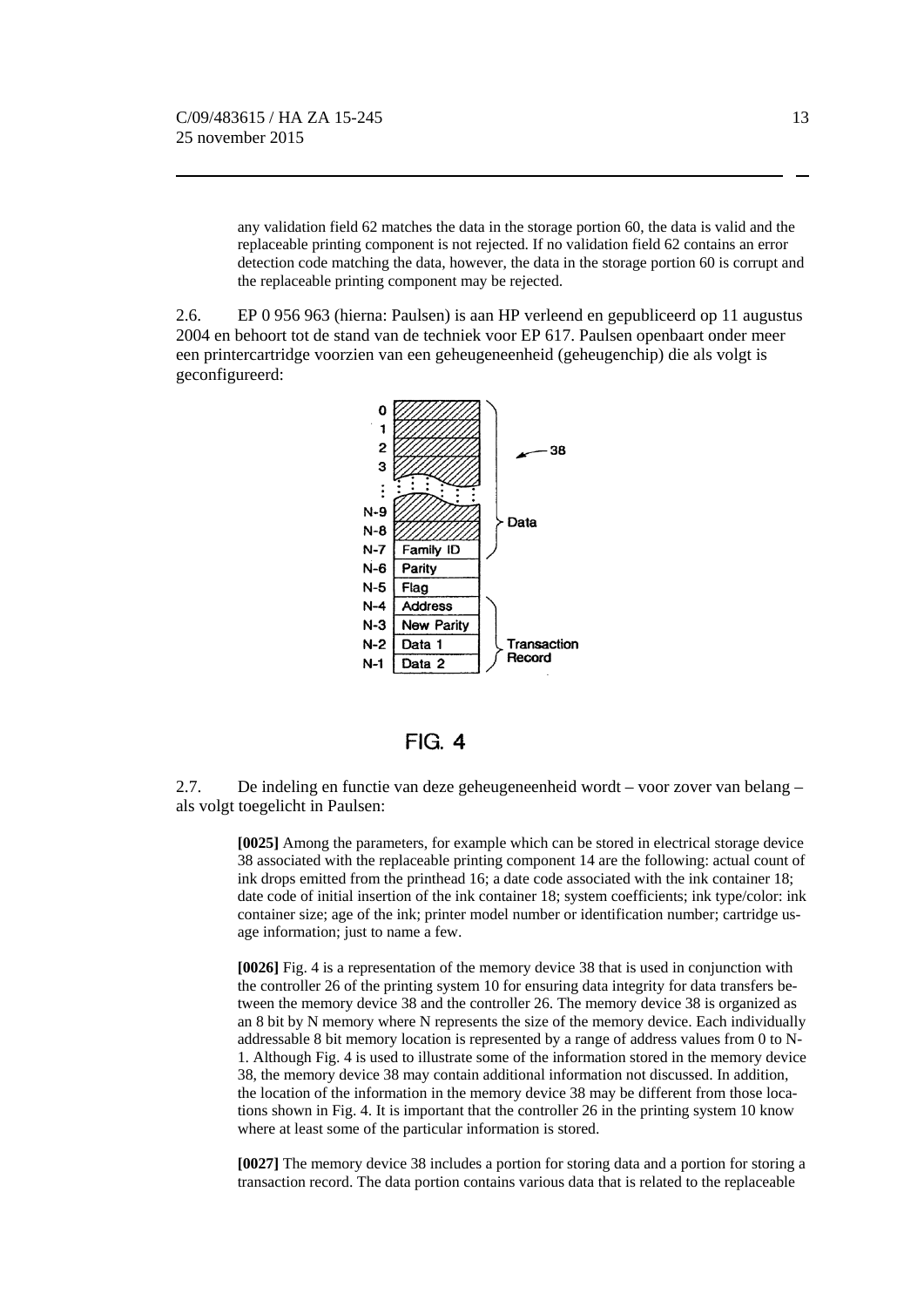> any validation field 62 matches the data in the storage portion 60, the data is valid and the replaceable printing component is not rejected. If no validation field 62 contains an error detection code matching the data, however, the data in the storage portion 60 is corrupt and the replaceable printing component may be rejected.

2.6. EP 0 956 963 (hierna: Paulsen) is aan HP verleend en gepubliceerd op 11 augustus 2004 en behoort tot de stand van de techniek voor EP 617. Paulsen openbaart onder meer een printercartridge voorzien van een geheugeneenheid (geheugenchip) die als volgt is geconfigureerd:

| Address | Content | |
|---|---|---|
| 0 | (hatched) | Data |
| 1 | (hatched) | |
| 2 | (hatched) | |
| 3 | (hatched) | |
| ⋮ | ⋮ | |
| N-9 | (hatched) | |
| N-8 | (hatched) | |
| N-7 | Family ID | |
| N-6 | Parity | |
| N-5 | Flag | |
| N-4 | Address | Transaction Record |
| N-3 | New Parity | |
| N-2 | Data 1 | |
| N-1 | Data 2 | |

38

FIG. 4

2.7. De indeling en functie van deze geheugeneenheid wordt – voor zover van belang – als volgt toegelicht in Paulsen:

> **[0025]** Among the parameters, for example which can be stored in electrical storage device 38 associated with the replaceable printing component 14 are the following: actual count of ink drops emitted from the printhead 16; a date code associated with the ink container 18; date code of initial insertion of the ink container 18; system coefficients; ink type/color: ink container size; age of the ink; printer model number or identification number; cartridge usage information; just to name a few.
>
> **[0026]** Fig. 4 is a representation of the memory device 38 that is used in conjunction with the controller 26 of the printing system 10 for ensuring data integrity for data transfers between the memory device 38 and the controller 26. The memory device 38 is organized as an 8 bit by N memory where N represents the size of the memory device. Each individually addressable 8 bit memory location is represented by a range of address values from 0 to N-1. Although Fig. 4 is used to illustrate some of the information stored in the memory device 38, the memory device 38 may contain additional information not discussed. In addition, the location of the information in the memory device 38 may be different from those locations shown in Fig. 4. It is important that the controller 26 in the printing system 10 know where at least some of the particular information is stored.
>
> **[0027]** The memory device 38 includes a portion for storing data and a portion for storing a transaction record. The data portion contains various data that is related to the replaceable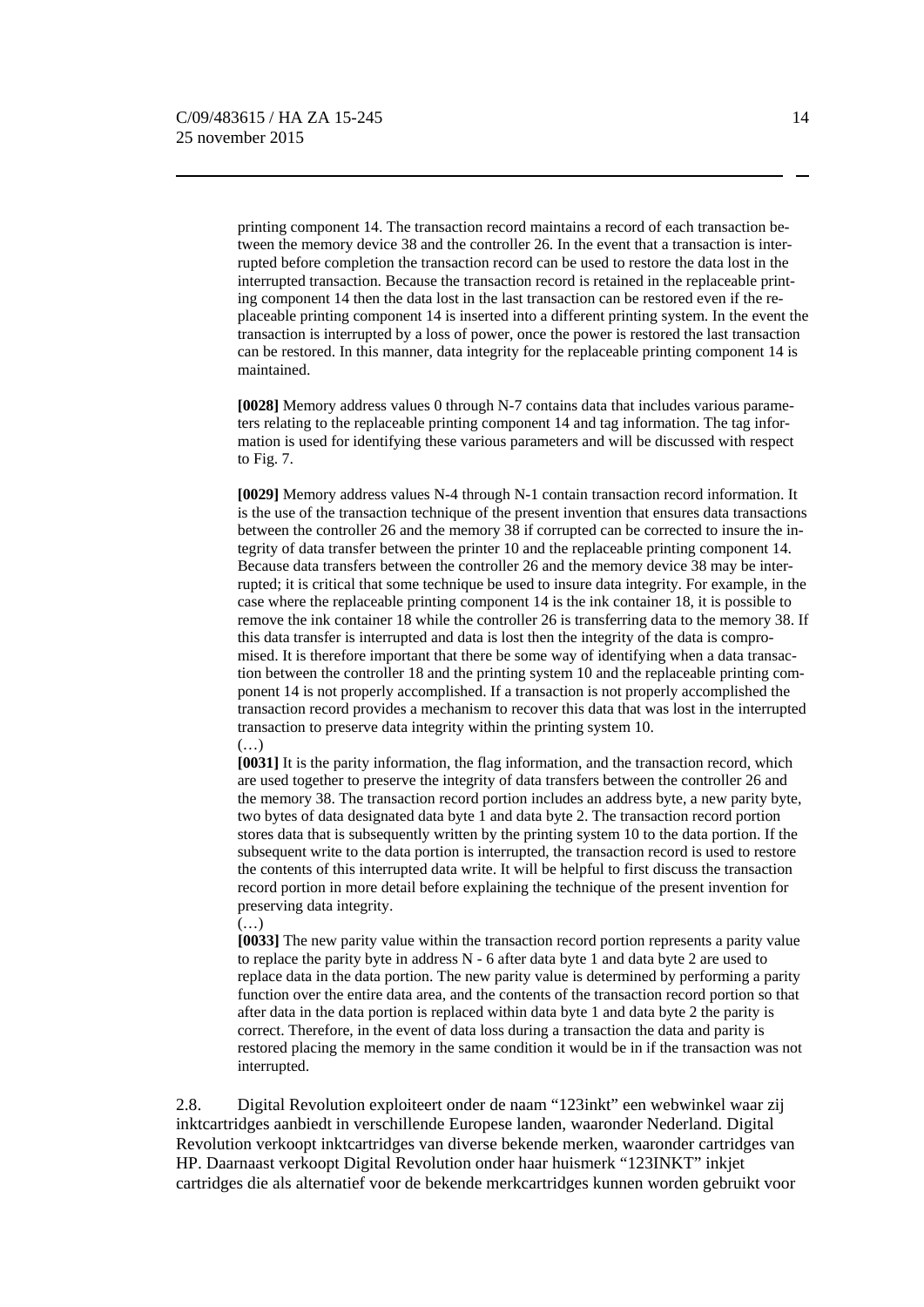> printing component 14. The transaction record maintains a record of each transaction between the memory device 38 and the controller 26. In the event that a transaction is interrupted before completion the transaction record can be used to restore the data lost in the interrupted transaction. Because the transaction record is retained in the replaceable printing component 14 then the data lost in the last transaction can be restored even if the replaceable printing component 14 is inserted into a different printing system. In the event the transaction is interrupted by a loss of power, once the power is restored the last transaction can be restored. In this manner, data integrity for the replaceable printing component 14 is maintained.
>
> **[0028]** Memory address values 0 through N-7 contains data that includes various parameters relating to the replaceable printing component 14 and tag information. The tag information is used for identifying these various parameters and will be discussed with respect to Fig. 7.
>
> **[0029]** Memory address values N-4 through N-1 contain transaction record information. It is the use of the transaction technique of the present invention that ensures data transactions between the controller 26 and the memory 38 if corrupted can be corrected to insure the integrity of data transfer between the printer 10 and the replaceable printing component 14. Because data transfers between the controller 26 and the memory device 38 may be interrupted; it is critical that some technique be used to insure data integrity. For example, in the case where the replaceable printing component 14 is the ink container 18, it is possible to remove the ink container 18 while the controller 26 is transferring data to the memory 38. If this data transfer is interrupted and data is lost then the integrity of the data is compromised. It is therefore important that there be some way of identifying when a data transaction between the controller 18 and the printing system 10 and the replaceable printing component 14 is not properly accomplished. If a transaction is not properly accomplished the transaction record provides a mechanism to recover this data that was lost in the interrupted transaction to preserve data integrity within the printing system 10.
>
> (…)
>
> **[0031]** It is the parity information, the flag information, and the transaction record, which are used together to preserve the integrity of data transfers between the controller 26 and the memory 38. The transaction record portion includes an address byte, a new parity byte, two bytes of data designated data byte 1 and data byte 2. The transaction record portion stores data that is subsequently written by the printing system 10 to the data portion. If the subsequent write to the data portion is interrupted, the transaction record is used to restore the contents of this interrupted data write. It will be helpful to first discuss the transaction record portion in more detail before explaining the technique of the present invention for preserving data integrity.
>
> (…)
>
> **[0033]** The new parity value within the transaction record portion represents a parity value to replace the parity byte in address N - 6 after data byte 1 and data byte 2 are used to replace data in the data portion. The new parity value is determined by performing a parity function over the entire data area, and the contents of the transaction record portion so that after data in the data portion is replaced within data byte 1 and data byte 2 the parity is correct. Therefore, in the event of data loss during a transaction the data and parity is restored placing the memory in the same condition it would be in if the transaction was not interrupted.

2.8. Digital Revolution exploiteert onder de naam “123inkt” een webwinkel waar zij inktcartridges aanbiedt in verschillende Europese landen, waaronder Nederland. Digital Revolution verkoopt inktcartridges van diverse bekende merken, waaronder cartridges van HP. Daarnaast verkoopt Digital Revolution onder haar huismerk “123INKT” inkjet cartridges die als alternatief voor de bekende merkcartridges kunnen worden gebruikt voor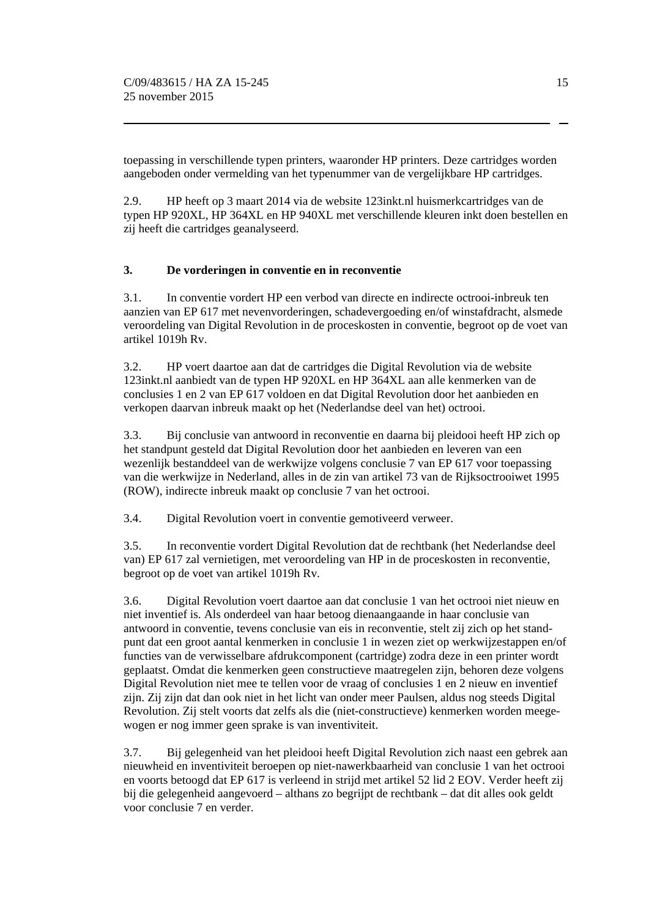toepassing in verschillende typen printers, waaronder HP printers. Deze cartridges worden aangeboden onder vermelding van het typenummer van de vergelijkbare HP cartridges.

2.9. HP heeft op 3 maart 2014 via de website 123inkt.nl huismerkcartridges van de typen HP 920XL, HP 364XL en HP 940XL met verschillende kleuren inkt doen bestellen en zij heeft die cartridges geanalyseerd.

### 3. De vorderingen in conventie en in reconventie

3.1. In conventie vordert HP een verbod van directe en indirecte octrooi-inbreuk ten aanzien van EP 617 met nevenvorderingen, schadevergoeding en/of winstafdracht, alsmede veroordeling van Digital Revolution in de proceskosten in conventie, begroot op de voet van artikel 1019h Rv.

3.2. HP voert daartoe aan dat de cartridges die Digital Revolution via de website 123inkt.nl aanbiedt van de typen HP 920XL en HP 364XL aan alle kenmerken van de conclusies 1 en 2 van EP 617 voldoen en dat Digital Revolution door het aanbieden en verkopen daarvan inbreuk maakt op het (Nederlandse deel van het) octrooi.

3.3. Bij conclusie van antwoord in reconventie en daarna bij pleidooi heeft HP zich op het standpunt gesteld dat Digital Revolution door het aanbieden en leveren van een wezenlijk bestanddeel van de werkwijze volgens conclusie 7 van EP 617 voor toepassing van die werkwijze in Nederland, alles in de zin van artikel 73 van de Rijksoctrooiwet 1995 (ROW), indirecte inbreuk maakt op conclusie 7 van het octrooi.

3.4. Digital Revolution voert in conventie gemotiveerd verweer.

3.5. In reconventie vordert Digital Revolution dat de rechtbank (het Nederlandse deel van) EP 617 zal vernietigen, met veroordeling van HP in de proceskosten in reconventie, begroot op de voet van artikel 1019h Rv.

3.6. Digital Revolution voert daartoe aan dat conclusie 1 van het octrooi niet nieuw en niet inventief is. Als onderdeel van haar betoog dienaangaande in haar conclusie van antwoord in conventie, tevens conclusie van eis in reconventie, stelt zij zich op het standpunt dat een groot aantal kenmerken in conclusie 1 in wezen ziet op werkwijzestappen en/of functies van de verwisselbare afdrukcomponent (cartridge) zodra deze in een printer wordt geplaatst. Omdat die kenmerken geen constructieve maatregelen zijn, behoren deze volgens Digital Revolution niet mee te tellen voor de vraag of conclusies 1 en 2 nieuw en inventief zijn. Zij zijn dat dan ook niet in het licht van onder meer Paulsen, aldus nog steeds Digital Revolution. Zij stelt voorts dat zelfs als die (niet-constructieve) kenmerken worden meegewogen er nog immer geen sprake is van inventiviteit.

3.7. Bij gelegenheid van het pleidooi heeft Digital Revolution zich naast een gebrek aan nieuwheid en inventiviteit beroepen op niet-nawerkbaarheid van conclusie 1 van het octrooi en voorts betoogd dat EP 617 is verleend in strijd met artikel 52 lid 2 EOV. Verder heeft zij bij die gelegenheid aangevoerd – althans zo begrijpt de rechtbank – dat dit alles ook geldt voor conclusie 7 en verder.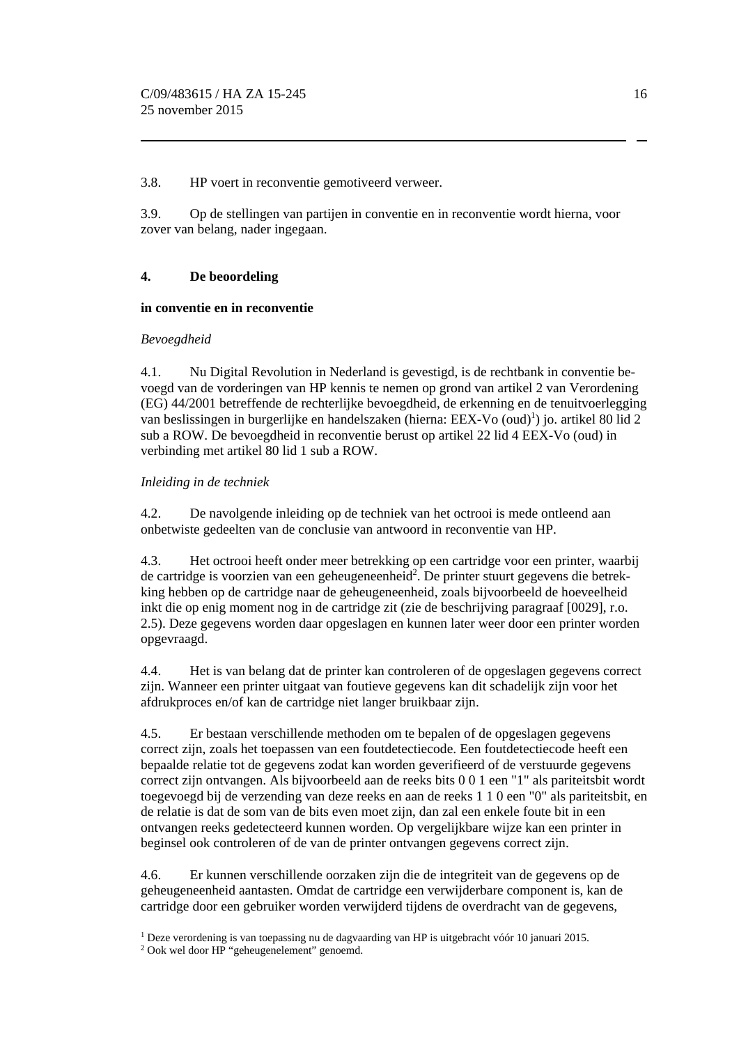3.8. HP voert in reconventie gemotiveerd verweer.

3.9. Op de stellingen van partijen in conventie en in reconventie wordt hierna, voor zover van belang, nader ingegaan.

## 4. De beoordeling

**in conventie en in reconventie**

*Bevoegdheid*

4.1. Nu Digital Revolution in Nederland is gevestigd, is de rechtbank in conventie bevoegd van de vorderingen van HP kennis te nemen op grond van artikel 2 van Verordening (EG) 44/2001 betreffende de rechterlijke bevoegdheid, de erkenning en de tenuitvoerlegging van beslissingen in burgerlijke en handelszaken (hierna: EEX-Vo (oud)[1]) jo. artikel 80 lid 2 sub a ROW. De bevoegdheid in reconventie berust op artikel 22 lid 4 EEX-Vo (oud) in verbinding met artikel 80 lid 1 sub a ROW.

*Inleiding in de techniek*

4.2. De navolgende inleiding op de techniek van het octrooi is mede ontleend aan onbetwiste gedeelten van de conclusie van antwoord in reconventie van HP.

4.3. Het octrooi heeft onder meer betrekking op een cartridge voor een printer, waarbij de cartridge is voorzien van een geheugeneenheid[2]. De printer stuurt gegevens die betrekking hebben op de cartridge naar de geheugeneenheid, zoals bijvoorbeeld de hoeveelheid inkt die op enig moment nog in de cartridge zit (zie de beschrijving paragraaf [0029], r.o. 2.5). Deze gegevens worden daar opgeslagen en kunnen later weer door een printer worden opgevraagd.

4.4. Het is van belang dat de printer kan controleren of de opgeslagen gegevens correct zijn. Wanneer een printer uitgaat van foutieve gegevens kan dit schadelijk zijn voor het afdrukproces en/of kan de cartridge niet langer bruikbaar zijn.

4.5. Er bestaan verschillende methoden om te bepalen of de opgeslagen gegevens correct zijn, zoals het toepassen van een foutdetectiecode. Een foutdetectiecode heeft een bepaalde relatie tot de gegevens zodat kan worden geverifieerd of de verstuurde gegevens correct zijn ontvangen. Als bijvoorbeeld aan de reeks bits 0 0 1 een "1" als pariteitsbit wordt toegevoegd bij de verzending van deze reeks en aan de reeks 1 1 0 een "0" als pariteitsbit, en de relatie is dat de som van de bits even moet zijn, dan zal een enkele foute bit in een ontvangen reeks gedetecteerd kunnen worden. Op vergelijkbare wijze kan een printer in beginsel ook controleren of de van de printer ontvangen gegevens correct zijn.

4.6. Er kunnen verschillende oorzaken zijn die de integriteit van de gegevens op de geheugeneenheid aantasten. Omdat de cartridge een verwijderbare component is, kan de cartridge door een gebruiker worden verwijderd tijdens de overdracht van de gegevens,

[1] Deze verordening is van toepassing nu de dagvaarding van HP is uitgebracht vóór 10 januari 2015.

[2] Ook wel door HP "geheugenelement" genoemd.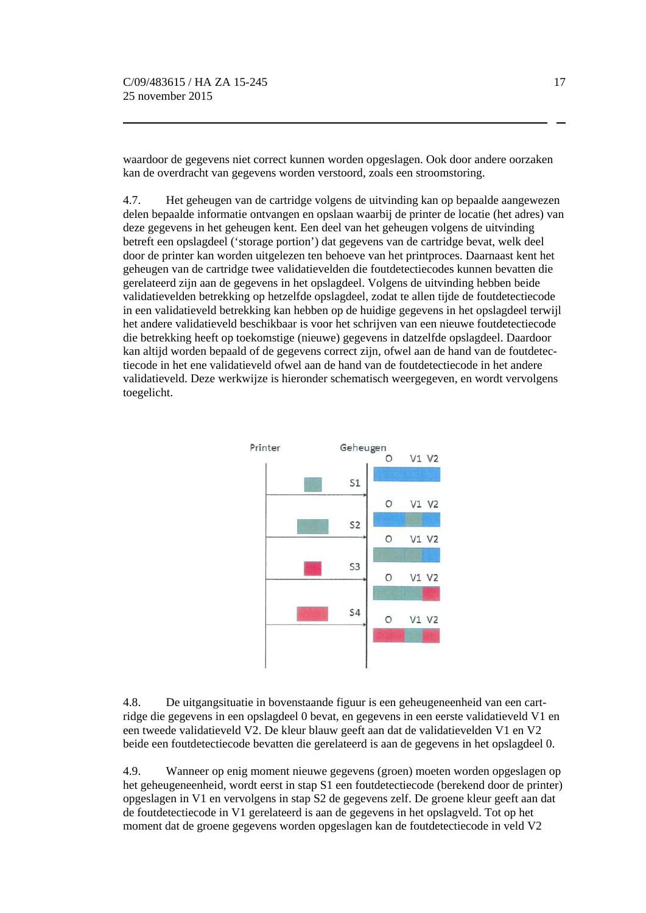waardoor de gegevens niet correct kunnen worden opgeslagen. Ook door andere oorzaken kan de overdracht van gegevens worden verstoord, zoals een stroomstoring.

4.7. Het geheugen van de cartridge volgens de uitvinding kan op bepaalde aangewezen delen bepaalde informatie ontvangen en opslaan waarbij de printer de locatie (het adres) van deze gegevens in het geheugen kent. Een deel van het geheugen volgens de uitvinding betreft een opslagdeel ('storage portion') dat gegevens van de cartridge bevat, welk deel door de printer kan worden uitgelezen ten behoeve van het printproces. Daarnaast kent het geheugen van de cartridge twee validatievelden die foutdetectiecodes kunnen bevatten die gerelateerd zijn aan de gegevens in het opslagdeel. Volgens de uitvinding hebben beide validatievelden betrekking op hetzelfde opslagdeel, zodat te allen tijde de foutdetectiecode in een validatieveld betrekking kan hebben op de huidige gegevens in het opslagdeel terwijl het andere validatieveld beschikbaar is voor het schrijven van een nieuwe foutdetectiecode die betrekking heeft op toekomstige (nieuwe) gegevens in datzelfde opslagdeel. Daardoor kan altijd worden bepaald of de gegevens correct zijn, ofwel aan de hand van de foutdetectiecode in het ene validatieveld ofwel aan de hand van de foutdetectiecode in het andere validatieveld. Deze werkwijze is hieronder schematisch weergegeven, en wordt vervolgens toegelicht.

4.8. De uitgangsituatie in bovenstaande figuur is een geheugeneenheid van een cartridge die gegevens in een opslagdeel 0 bevat, en gegevens in een eerste validatieveld V1 en een tweede validatieveld V2. De kleur blauw geeft aan dat de validatievelden V1 en V2 beide een foutdetectiecode bevatten die gerelateerd is aan de gegevens in het opslagdeel 0.

4.9. Wanneer op enig moment nieuwe gegevens (groen) moeten worden opgeslagen op het geheugeneenheid, wordt eerst in stap S1 een foutdetectiecode (berekend door de printer) opgeslagen in V1 en vervolgens in stap S2 de gegevens zelf. De groene kleur geeft aan dat de foutdetectiecode in V1 gerelateerd is aan de gegevens in het opslagveld. Tot op het moment dat de groene gegevens worden opgeslagen kan de foutdetectiecode in veld V2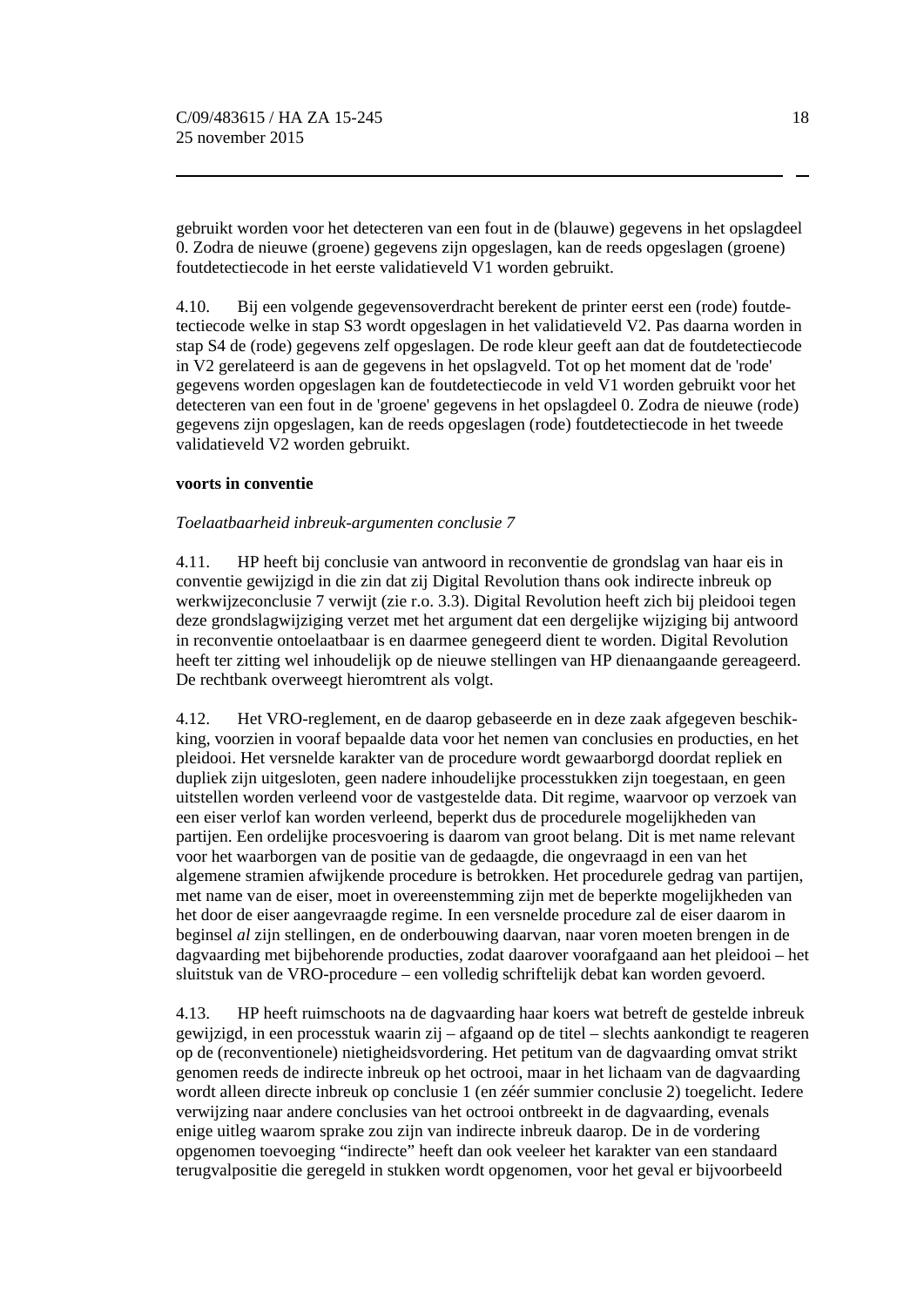gebruikt worden voor het detecteren van een fout in de (blauwe) gegevens in het opslagdeel 0. Zodra de nieuwe (groene) gegevens zijn opgeslagen, kan de reeds opgeslagen (groene) foutdetectiecode in het eerste validatieveld V1 worden gebruikt.

4.10. Bij een volgende gegevensoverdracht berekent de printer eerst een (rode) foutdetectiecode welke in stap S3 wordt opgeslagen in het validatieveld V2. Pas daarna worden in stap S4 de (rode) gegevens zelf opgeslagen. De rode kleur geeft aan dat de foutdetectiecode in V2 gerelateerd is aan de gegevens in het opslagveld. Tot op het moment dat de 'rode' gegevens worden opgeslagen kan de foutdetectiecode in veld V1 worden gebruikt voor het detecteren van een fout in de 'groene' gegevens in het opslagdeel 0. Zodra de nieuwe (rode) gegevens zijn opgeslagen, kan de reeds opgeslagen (rode) foutdetectiecode in het tweede validatieveld V2 worden gebruikt.

**voorts in conventie**

*Toelaatbaarheid inbreuk-argumenten conclusie 7*

4.11. HP heeft bij conclusie van antwoord in reconventie de grondslag van haar eis in conventie gewijzigd in die zin dat zij Digital Revolution thans ook indirecte inbreuk op werkwijzeconclusie 7 verwijt (zie r.o. 3.3). Digital Revolution heeft zich bij pleidooi tegen deze grondslagwijziging verzet met het argument dat een dergelijke wijziging bij antwoord in reconventie ontoelaatbaar is en daarmee genegeerd dient te worden. Digital Revolution heeft ter zitting wel inhoudelijk op de nieuwe stellingen van HP dienaangaande gereageerd. De rechtbank overweegt hieromtrent als volgt.

4.12. Het VRO-reglement, en de daarop gebaseerde en in deze zaak afgegeven beschikking, voorzien in vooraf bepaalde data voor het nemen van conclusies en producties, en het pleidooi. Het versnelde karakter van de procedure wordt gewaarborgd doordat repliek en dupliek zijn uitgesloten, geen nadere inhoudelijke processtukken zijn toegestaan, en geen uitstellen worden verleend voor de vastgestelde data. Dit regime, waarvoor op verzoek van een eiser verlof kan worden verleend, beperkt dus de procedurele mogelijkheden van partijen. Een ordelijke procesvoering is daarom van groot belang. Dit is met name relevant voor het waarborgen van de positie van de gedaagde, die ongevraagd in een van het algemene stramien afwijkende procedure is betrokken. Het procedurele gedrag van partijen, met name van de eiser, moet in overeenstemming zijn met de beperkte mogelijkheden van het door de eiser aangevraagde regime. In een versnelde procedure zal de eiser daarom in beginsel *al* zijn stellingen, en de onderbouwing daarvan, naar voren moeten brengen in de dagvaarding met bijbehorende producties, zodat daarover voorafgaand aan het pleidooi – het sluitstuk van de VRO-procedure – een volledig schriftelijk debat kan worden gevoerd.

4.13. HP heeft ruimschoots na de dagvaarding haar koers wat betreft de gestelde inbreuk gewijzigd, in een processtuk waarin zij – afgaand op de titel – slechts aankondigt te reageren op de (reconventionele) nietigheidsvordering. Het petitum van de dagvaarding omvat strikt genomen reeds de indirecte inbreuk op het octrooi, maar in het lichaam van de dagvaarding wordt alleen directe inbreuk op conclusie 1 (en zéér summier conclusie 2) toegelicht. Iedere verwijzing naar andere conclusies van het octrooi ontbreekt in de dagvaarding, evenals enige uitleg waarom sprake zou zijn van indirecte inbreuk daarop. De in de vordering opgenomen toevoeging "indirecte" heeft dan ook veeleer het karakter van een standaard terugvalpositie die geregeld in stukken wordt opgenomen, voor het geval er bijvoorbeeld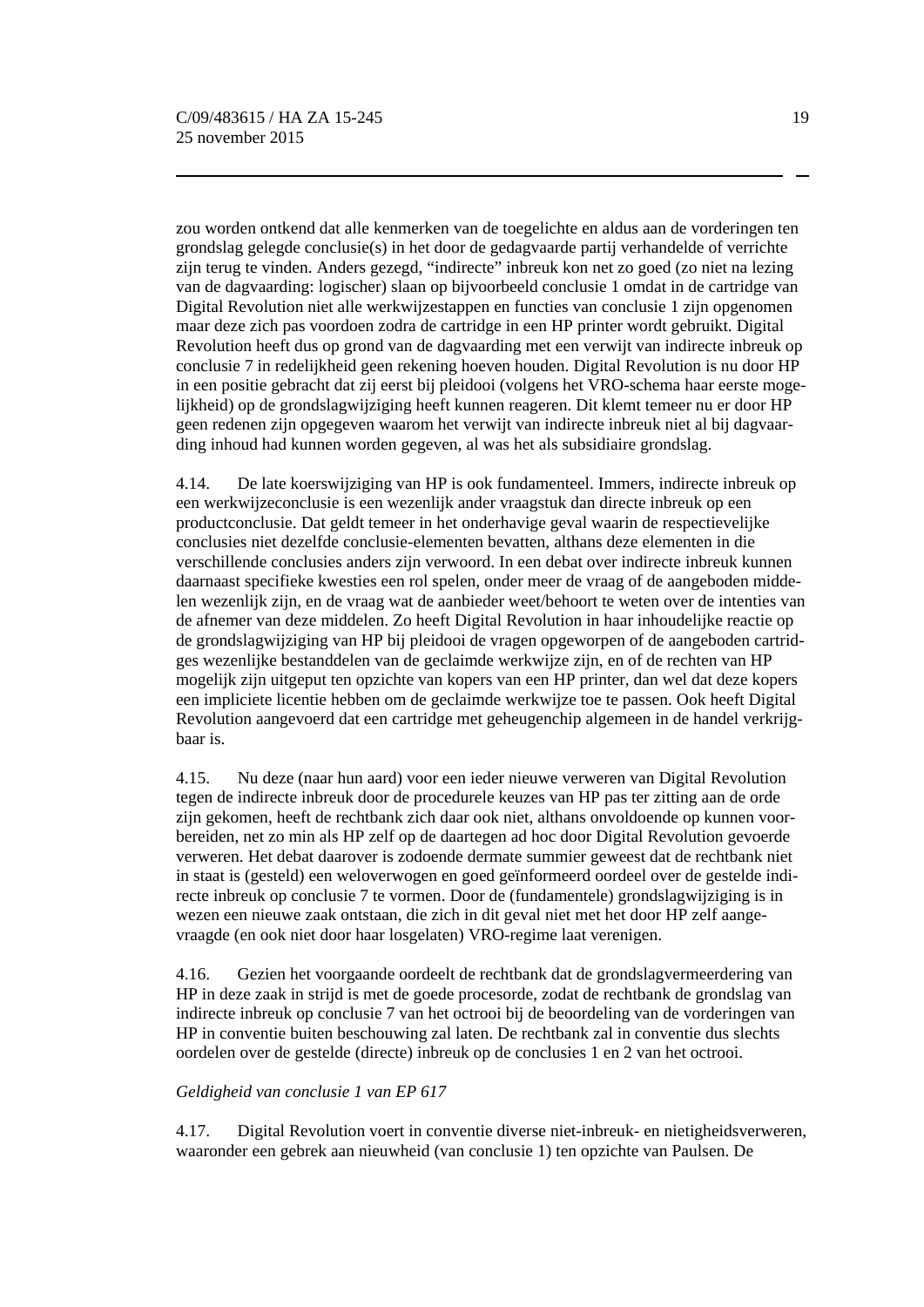zou worden ontkend dat alle kenmerken van de toegelichte en aldus aan de vorderingen ten grondslag gelegde conclusie(s) in het door de gedagvaarde partij verhandelde of verrichte zijn terug te vinden. Anders gezegd, “indirecte” inbreuk kon net zo goed (zo niet na lezing van de dagvaarding: logischer) slaan op bijvoorbeeld conclusie 1 omdat in de cartridge van Digital Revolution niet alle werkwijzestappen en functies van conclusie 1 zijn opgenomen maar deze zich pas voordoen zodra de cartridge in een HP printer wordt gebruikt. Digital Revolution heeft dus op grond van de dagvaarding met een verwijt van indirecte inbreuk op conclusie 7 in redelijkheid geen rekening hoeven houden. Digital Revolution is nu door HP in een positie gebracht dat zij eerst bij pleidooi (volgens het VRO-schema haar eerste mogelijkheid) op de grondslagwijziging heeft kunnen reageren. Dit klemt temeer nu er door HP geen redenen zijn opgegeven waarom het verwijt van indirecte inbreuk niet al bij dagvaarding inhoud had kunnen worden gegeven, al was het als subsidiaire grondslag.

4.14. De late koerswijziging van HP is ook fundamenteel. Immers, indirecte inbreuk op een werkwijzeconclusie is een wezenlijk ander vraagstuk dan directe inbreuk op een productconclusie. Dat geldt temeer in het onderhavige geval waarin de respectievelijke conclusies niet dezelfde conclusie-elementen bevatten, althans deze elementen in die verschillende conclusies anders zijn verwoord. In een debat over indirecte inbreuk kunnen daarnaast specifieke kwesties een rol spelen, onder meer de vraag of de aangeboden middelen wezenlijk zijn, en de vraag wat de aanbieder weet/behoort te weten over de intenties van de afnemer van deze middelen. Zo heeft Digital Revolution in haar inhoudelijke reactie op de grondslagwijziging van HP bij pleidooi de vragen opgeworpen of de aangeboden cartridges wezenlijke bestanddelen van de geclaimde werkwijze zijn, en of de rechten van HP mogelijk zijn uitgeput ten opzichte van kopers van een HP printer, dan wel dat deze kopers een impliciete licentie hebben om de geclaimde werkwijze toe te passen. Ook heeft Digital Revolution aangevoerd dat een cartridge met geheugenchip algemeen in de handel verkrijgbaar is.

4.15. Nu deze (naar hun aard) voor een ieder nieuwe verweren van Digital Revolution tegen de indirecte inbreuk door de procedurele keuzes van HP pas ter zitting aan de orde zijn gekomen, heeft de rechtbank zich daar ook niet, althans onvoldoende op kunnen voorbereiden, net zo min als HP zelf op de daartegen ad hoc door Digital Revolution gevoerde verweren. Het debat daarover is zodoende dermate summier geweest dat de rechtbank niet in staat is (gesteld) een weloverwogen en goed geïnformeerd oordeel over de gestelde indirecte inbreuk op conclusie 7 te vormen. Door de (fundamentele) grondslagwijziging is in wezen een nieuwe zaak ontstaan, die zich in dit geval niet met het door HP zelf aangevraagde (en ook niet door haar losgelaten) VRO-regime laat verenigen.

4.16. Gezien het voorgaande oordeelt de rechtbank dat de grondslagvermeerdering van HP in deze zaak in strijd is met de goede procesorde, zodat de rechtbank de grondslag van indirecte inbreuk op conclusie 7 van het octrooi bij de beoordeling van de vorderingen van HP in conventie buiten beschouwing zal laten. De rechtbank zal in conventie dus slechts oordelen over de gestelde (directe) inbreuk op de conclusies 1 en 2 van het octrooi.

*Geldigheid van conclusie 1 van EP 617*

4.17. Digital Revolution voert in conventie diverse niet-inbreuk- en nietigheidsverweren, waaronder een gebrek aan nieuwheid (van conclusie 1) ten opzichte van Paulsen. De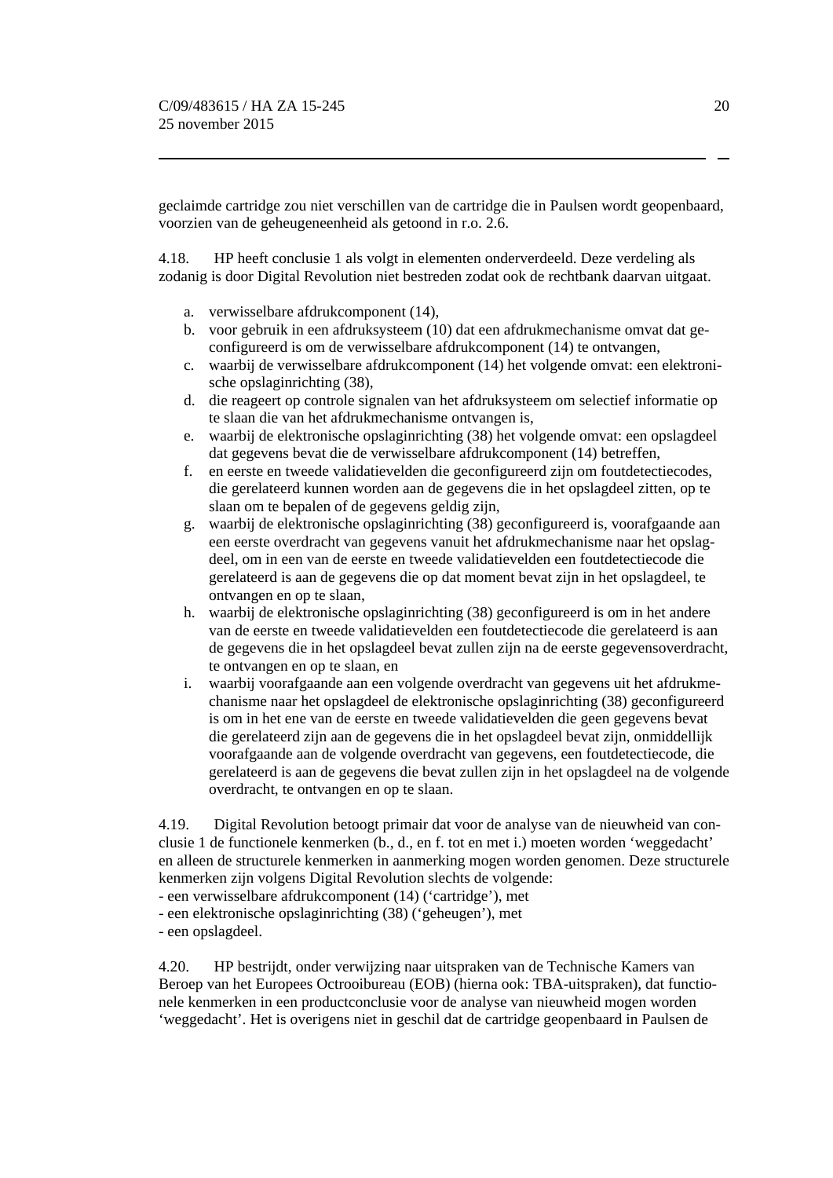geclaimde cartridge zou niet verschillen van de cartridge die in Paulsen wordt geopenbaard, voorzien van de geheugeneenheid als getoond in r.o. 2.6.

4.18. HP heeft conclusie 1 als volgt in elementen onderverdeeld. Deze verdeling als zodanig is door Digital Revolution niet bestreden zodat ook de rechtbank daarvan uitgaat.

a. verwisselbare afdrukcomponent (14),
b. voor gebruik in een afdruksysteem (10) dat een afdrukmechanisme omvat dat geconfigureerd is om de verwisselbare afdrukcomponent (14) te ontvangen,
c. waarbij de verwisselbare afdrukcomponent (14) het volgende omvat: een elektronische opslaginrichting (38),
d. die reageert op controle signalen van het afdruksysteem om selectief informatie op te slaan die van het afdrukmechanisme ontvangen is,
e. waarbij de elektronische opslaginrichting (38) het volgende omvat: een opslagdeel dat gegevens bevat die de verwisselbare afdrukcomponent (14) betreffen,
f. en eerste en tweede validatievelden die geconfigureerd zijn om foutdetectiecodes, die gerelateerd kunnen worden aan de gegevens die in het opslagdeel zitten, op te slaan om te bepalen of de gegevens geldig zijn,
g. waarbij de elektronische opslaginrichting (38) geconfigureerd is, voorafgaande aan een eerste overdracht van gegevens vanuit het afdrukmechanisme naar het opslagdeel, om in een van de eerste en tweede validatievelden een foutdetectiecode die gerelateerd is aan de gegevens die op dat moment bevat zijn in het opslagdeel, te ontvangen en op te slaan,
h. waarbij de elektronische opslaginrichting (38) geconfigureerd is om in het andere van de eerste en tweede validatievelden een foutdetectiecode die gerelateerd is aan de gegevens die in het opslagdeel bevat zullen zijn na de eerste gegevensoverdracht, te ontvangen en op te slaan, en
i. waarbij voorafgaande aan een volgende overdracht van gegevens uit het afdrukmechanisme naar het opslagdeel de elektronische opslaginrichting (38) geconfigureerd is om in het ene van de eerste en tweede validatievelden die geen gegevens bevat die gerelateerd zijn aan de gegevens die in het opslagdeel bevat zijn, onmiddellijk voorafgaande aan de volgende overdracht van gegevens, een foutdetectiecode, die gerelateerd is aan de gegevens die bevat zullen zijn in het opslagdeel na de volgende overdracht, te ontvangen en op te slaan.

4.19. Digital Revolution betoogt primair dat voor de analyse van de nieuwheid van conclusie 1 de functionele kenmerken (b., d., en f. tot en met i.) moeten worden 'weggedacht' en alleen de structurele kenmerken in aanmerking mogen worden genomen. Deze structurele kenmerken zijn volgens Digital Revolution slechts de volgende:
- een verwisselbare afdrukcomponent (14) ('cartridge'), met
- een elektronische opslaginrichting (38) ('geheugen'), met
- een opslagdeel.

4.20. HP bestrijdt, onder verwijzing naar uitspraken van de Technische Kamers van Beroep van het Europees Octrooibureau (EOB) (hierna ook: TBA-uitspraken), dat functionele kenmerken in een productconclusie voor de analyse van nieuwheid mogen worden 'weggedacht'. Het is overigens niet in geschil dat de cartridge geopenbaard in Paulsen de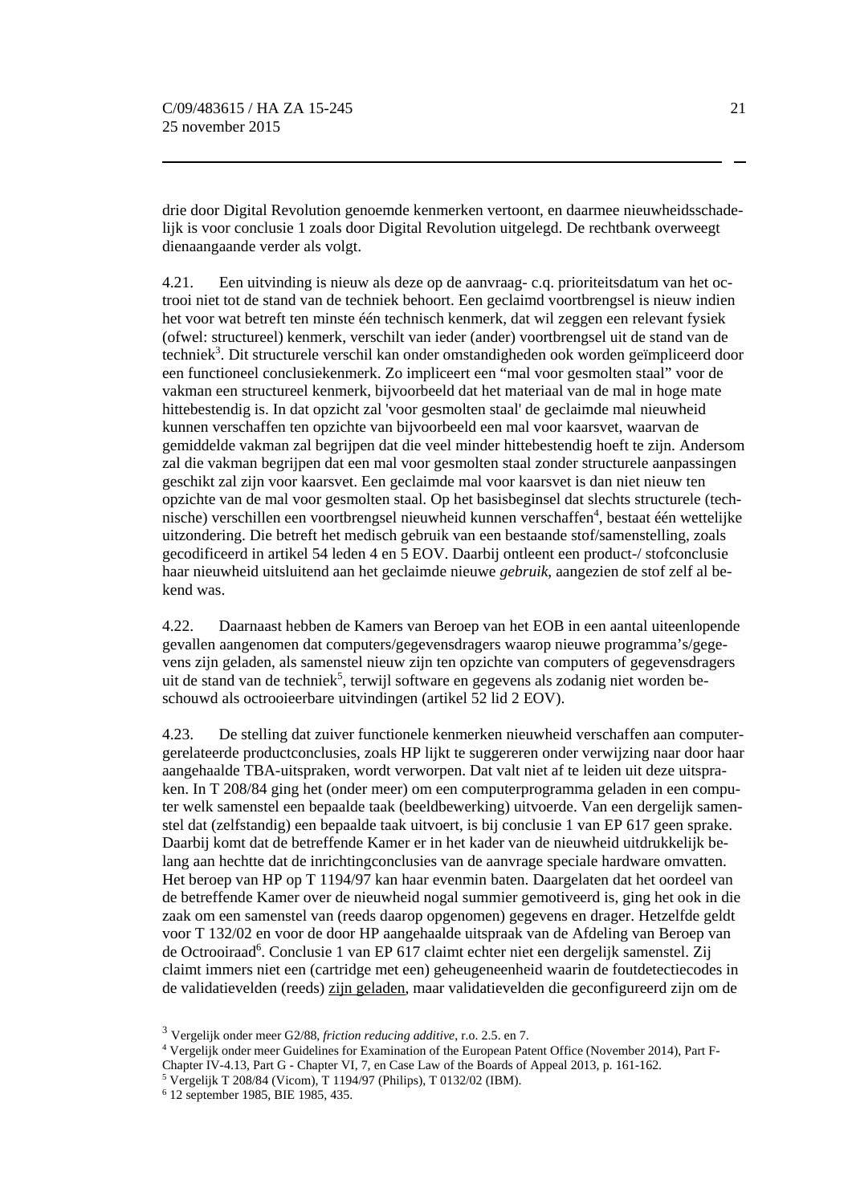drie door Digital Revolution genoemde kenmerken vertoont, en daarmee nieuwheidsschadelijk is voor conclusie 1 zoals door Digital Revolution uitgelegd. De rechtbank overweegt dienaangaande verder als volgt.

4.21. Een uitvinding is nieuw als deze op de aanvraag- c.q. prioriteitsdatum van het octrooi niet tot de stand van de techniek behoort. Een geclaimd voortbrengsel is nieuw indien het voor wat betreft ten minste één technisch kenmerk, dat wil zeggen een relevant fysiek (ofwel: structureel) kenmerk, verschilt van ieder (ander) voortbrengsel uit de stand van de techniek[3]. Dit structurele verschil kan onder omstandigheden ook worden geïmpliceerd door een functioneel conclusiekenmerk. Zo impliceert een “mal voor gesmolten staal” voor de vakman een structureel kenmerk, bijvoorbeeld dat het materiaal van de mal in hoge mate hittebestendig is. In dat opzicht zal 'voor gesmolten staal' de geclaimde mal nieuwheid kunnen verschaffen ten opzichte van bijvoorbeeld een mal voor kaarsvet, waarvan de gemiddelde vakman zal begrijpen dat die veel minder hittebestendig hoeft te zijn. Andersom zal die vakman begrijpen dat een mal voor gesmolten staal zonder structurele aanpassingen geschikt zal zijn voor kaarsvet. Een geclaimde mal voor kaarsvet is dan niet nieuw ten opzichte van de mal voor gesmolten staal. Op het basisbeginsel dat slechts structurele (technische) verschillen een voortbrengsel nieuwheid kunnen verschaffen[4], bestaat één wettelijke uitzondering. Die betreft het medisch gebruik van een bestaande stof/samenstelling, zoals gecodificeerd in artikel 54 leden 4 en 5 EOV. Daarbij ontleent een product-/ stofconclusie haar nieuwheid uitsluitend aan het geclaimde nieuwe *gebruik*, aangezien de stof zelf al bekend was.

4.22. Daarnaast hebben de Kamers van Beroep van het EOB in een aantal uiteenlopende gevallen aangenomen dat computers/gegevensdragers waarop nieuwe programma’s/gegevens zijn geladen, als samenstel nieuw zijn ten opzichte van computers of gegevensdragers uit de stand van de techniek[5], terwijl software en gegevens als zodanig niet worden beschouwd als octrooieerbare uitvindingen (artikel 52 lid 2 EOV).

4.23. De stelling dat zuiver functionele kenmerken nieuwheid verschaffen aan computergerelateerde productconclusies, zoals HP lijkt te suggereren onder verwijzing naar door haar aangehaalde TBA-uitspraken, wordt verworpen. Dat valt niet af te leiden uit deze uitspraken. In T 208/84 ging het (onder meer) om een computerprogramma geladen in een computer welk samenstel een bepaalde taak (beeldbewerking) uitvoerde. Van een dergelijk samenstel dat (zelfstandig) een bepaalde taak uitvoert, is bij conclusie 1 van EP 617 geen sprake. Daarbij komt dat de betreffende Kamer er in het kader van de nieuwheid uitdrukkelijk belang aan hechtte dat de inrichtingconclusies van de aanvrage speciale hardware omvatten. Het beroep van HP op T 1194/97 kan haar evenmin baten. Daargelaten dat het oordeel van de betreffende Kamer over de nieuwheid nogal summier gemotiveerd is, ging het ook in die zaak om een samenstel van (reeds daarop opgenomen) gegevens en drager. Hetzelfde geldt voor T 132/02 en voor de door HP aangehaalde uitspraak van de Afdeling van Beroep van de Octrooiraad[6]. Conclusie 1 van EP 617 claimt echter niet een dergelijk samenstel. Zij claimt immers niet een (cartridge met een) geheugeneenheid waarin de foutdetectiecodes in de validatievelden (reeds) <u>zijn geladen</u>, maar validatievelden die geconfigureerd zijn om de

[3] Vergelijk onder meer G2/88, *friction reducing additive*, r.o. 2.5. en 7.
[4] Vergelijk onder meer Guidelines for Examination of the European Patent Office (November 2014), Part F-Chapter IV-4.13, Part G - Chapter VI, 7, en Case Law of the Boards of Appeal 2013, p. 161-162.
[5] Vergelijk T 208/84 (Vicom), T 1194/97 (Philips), T 0132/02 (IBM).
[6] 12 september 1985, BIE 1985, 435.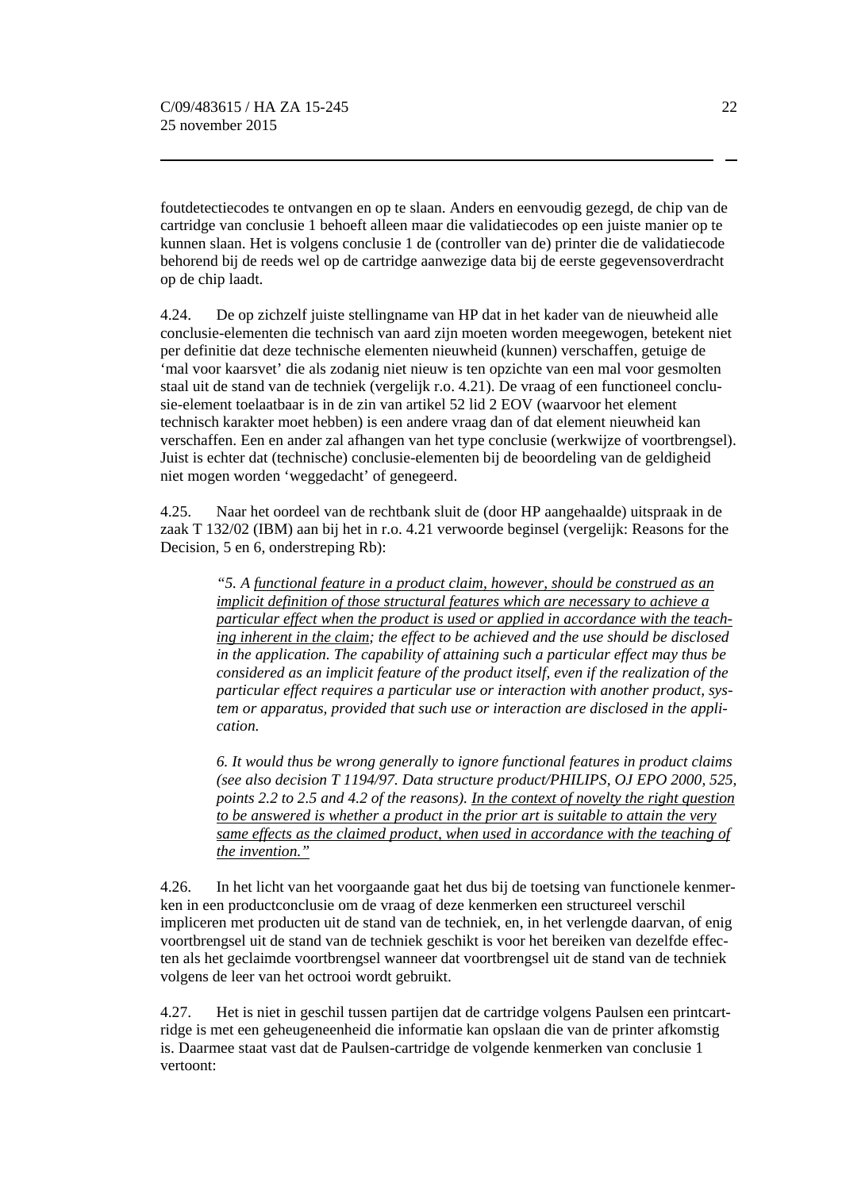foutdetectiecodes te ontvangen en op te slaan. Anders en eenvoudig gezegd, de chip van de cartridge van conclusie 1 behoeft alleen maar die validatiecodes op een juiste manier op te kunnen slaan. Het is volgens conclusie 1 de (controller van de) printer die de validatiecode behorend bij de reeds wel op de cartridge aanwezige data bij de eerste gegevensoverdracht op de chip laadt.

4.24. De op zichzelf juiste stellingname van HP dat in het kader van de nieuwheid alle conclusie-elementen die technisch van aard zijn moeten worden meegewogen, betekent niet per definitie dat deze technische elementen nieuwheid (kunnen) verschaffen, getuige de 'mal voor kaarsvet' die als zodanig niet nieuw is ten opzichte van een mal voor gesmolten staal uit de stand van de techniek (vergelijk r.o. 4.21). De vraag of een functioneel conclusie-element toelaatbaar is in de zin van artikel 52 lid 2 EOV (waarvoor het element technisch karakter moet hebben) is een andere vraag dan of dat element nieuwheid kan verschaffen. Een en ander zal afhangen van het type conclusie (werkwijze of voortbrengsel). Juist is echter dat (technische) conclusie-elementen bij de beoordeling van de geldigheid niet mogen worden 'weggedacht' of genegeerd.

4.25. Naar het oordeel van de rechtbank sluit de (door HP aangehaalde) uitspraak in de zaak T 132/02 (IBM) aan bij het in r.o. 4.21 verwoorde beginsel (vergelijk: Reasons for the Decision, 5 en 6, onderstreping Rb):

> *"5. A <u>functional feature in a product claim, however, should be construed as an implicit definition of those structural features which are necessary to achieve a particular effect when the product is used or applied in accordance with the teaching inherent in the claim</u>; the effect to be achieved and the use should be disclosed in the application. The capability of attaining such a particular effect may thus be considered as an implicit feature of the product itself, even if the realization of the particular effect requires a particular use or interaction with another product, system or apparatus, provided that such use or interaction are disclosed in the application.*
>
> *6. It would thus be wrong generally to ignore functional features in product claims (see also decision T 1194/97. Data structure product/PHILIPS, OJ EPO 2000, 525, points 2.2 to 2.5 and 4.2 of the reasons). <u>In the context of novelty the right question to be answered is whether a product in the prior art is suitable to attain the very same effects as the claimed product, when used in accordance with the teaching of the invention."</u>*

4.26. In het licht van het voorgaande gaat het dus bij de toetsing van functionele kenmerken in een productconclusie om de vraag of deze kenmerken een structureel verschil impliceren met producten uit de stand van de techniek, en, in het verlengde daarvan, of enig voortbrengsel uit de stand van de techniek geschikt is voor het bereiken van dezelfde effecten als het geclaimde voortbrengsel wanneer dat voortbrengsel uit de stand van de techniek volgens de leer van het octrooi wordt gebruikt.

4.27. Het is niet in geschil tussen partijen dat de cartridge volgens Paulsen een printcartridge is met een geheugeneenheid die informatie kan opslaan die van de printer afkomstig is. Daarmee staat vast dat de Paulsen-cartridge de volgende kenmerken van conclusie 1 vertoont: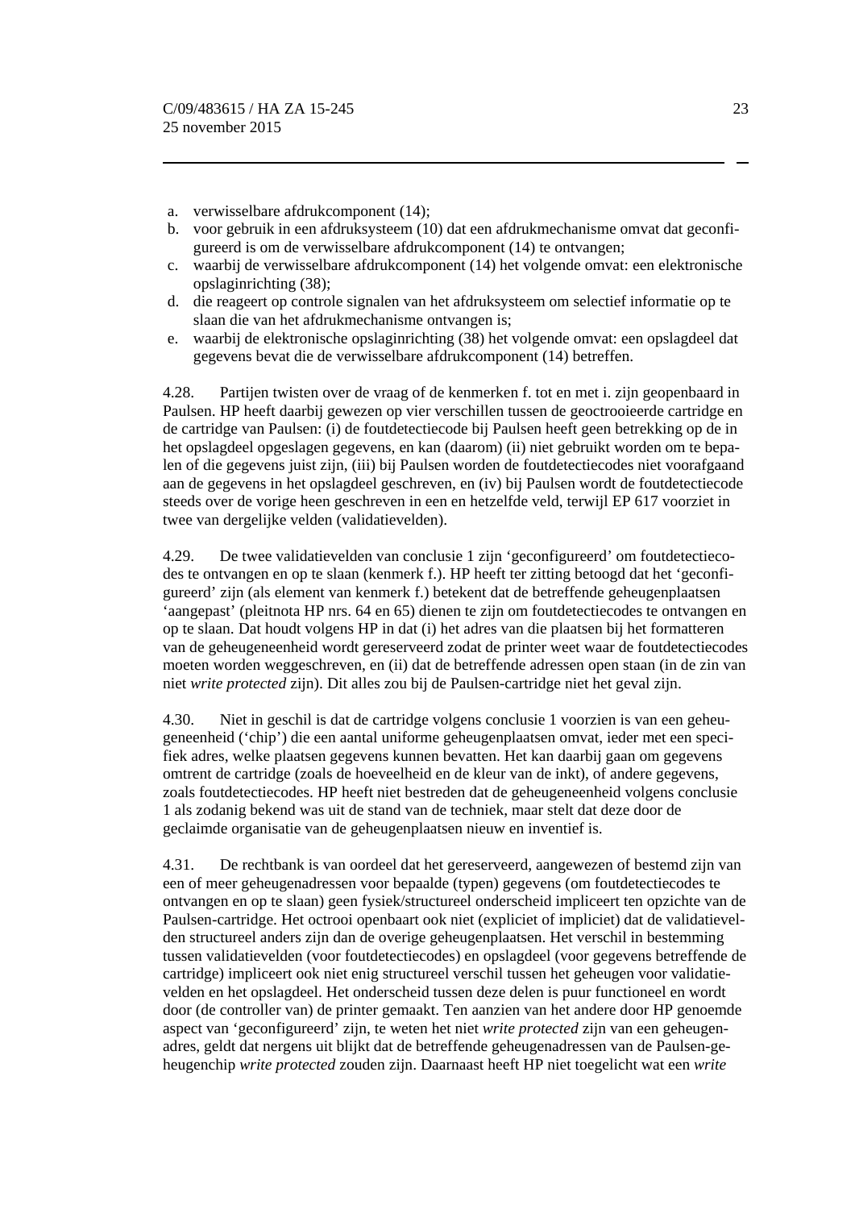a. verwisselbare afdrukcomponent (14);
b. voor gebruik in een afdruksysteem (10) dat een afdrukmechanisme omvat dat geconfigureerd is om de verwisselbare afdrukcomponent (14) te ontvangen;
c. waarbij de verwisselbare afdrukcomponent (14) het volgende omvat: een elektronische opslaginrichting (38);
d. die reageert op controle signalen van het afdruksysteem om selectief informatie op te slaan die van het afdrukmechanisme ontvangen is;
e. waarbij de elektronische opslaginrichting (38) het volgende omvat: een opslagdeel dat gegevens bevat die de verwisselbare afdrukcomponent (14) betreffen.

4.28. Partijen twisten over de vraag of de kenmerken f. tot en met i. zijn geopenbaard in Paulsen. HP heeft daarbij gewezen op vier verschillen tussen de geoctrooieerde cartridge en de cartridge van Paulsen: (i) de foutdetectiecode bij Paulsen heeft geen betrekking op de in het opslagdeel opgeslagen gegevens, en kan (daarom) (ii) niet gebruikt worden om te bepalen of die gegevens juist zijn, (iii) bij Paulsen worden de foutdetectiecodes niet voorafgaand aan de gegevens in het opslagdeel geschreven, en (iv) bij Paulsen wordt de foutdetectiecode steeds over de vorige heen geschreven in een en hetzelfde veld, terwijl EP 617 voorziet in twee van dergelijke velden (validatievelden).

4.29. De twee validatievelden van conclusie 1 zijn 'geconfigureerd' om foutdetectiecodes te ontvangen en op te slaan (kenmerk f.). HP heeft ter zitting betoogd dat het 'geconfigureerd' zijn (als element van kenmerk f.) betekent dat de betreffende geheugenplaatsen 'aangepast' (pleitnota HP nrs. 64 en 65) dienen te zijn om foutdetectiecodes te ontvangen en op te slaan. Dat houdt volgens HP in dat (i) het adres van die plaatsen bij het formatteren van de geheugeneenheid wordt gereserveerd zodat de printer weet waar de foutdetectiecodes moeten worden weggeschreven, en (ii) dat de betreffende adressen open staan (in de zin van niet *write protected* zijn). Dit alles zou bij de Paulsen-cartridge niet het geval zijn.

4.30. Niet in geschil is dat de cartridge volgens conclusie 1 voorzien is van een geheugeneenheid ('chip') die een aantal uniforme geheugenplaatsen omvat, ieder met een specifiek adres, welke plaatsen gegevens kunnen bevatten. Het kan daarbij gaan om gegevens omtrent de cartridge (zoals de hoeveelheid en de kleur van de inkt), of andere gegevens, zoals foutdetectiecodes. HP heeft niet bestreden dat de geheugeneenheid volgens conclusie 1 als zodanig bekend was uit de stand van de techniek, maar stelt dat deze door de geclaimde organisatie van de geheugenplaatsen nieuw en inventief is.

4.31. De rechtbank is van oordeel dat het gereserveerd, aangewezen of bestemd zijn van een of meer geheugenadressen voor bepaalde (typen) gegevens (om foutdetectiecodes te ontvangen en op te slaan) geen fysiek/structureel onderscheid impliceert ten opzichte van de Paulsen-cartridge. Het octrooi openbaart ook niet (expliciet of impliciet) dat de validatievelden structureel anders zijn dan de overige geheugenplaatsen. Het verschil in bestemming tussen validatievelden (voor foutdetectiecodes) en opslagdeel (voor gegevens betreffende de cartridge) impliceert ook niet enig structureel verschil tussen het geheugen voor validatievelden en het opslagdeel. Het onderscheid tussen deze delen is puur functioneel en wordt door (de controller van) de printer gemaakt. Ten aanzien van het andere door HP genoemde aspect van 'geconfigureerd' zijn, te weten het niet *write protected* zijn van een geheugenadres, geldt dat nergens uit blijkt dat de betreffende geheugenadressen van de Paulsen-geheugenchip *write protected* zouden zijn. Daarnaast heeft HP niet toegelicht wat een *write*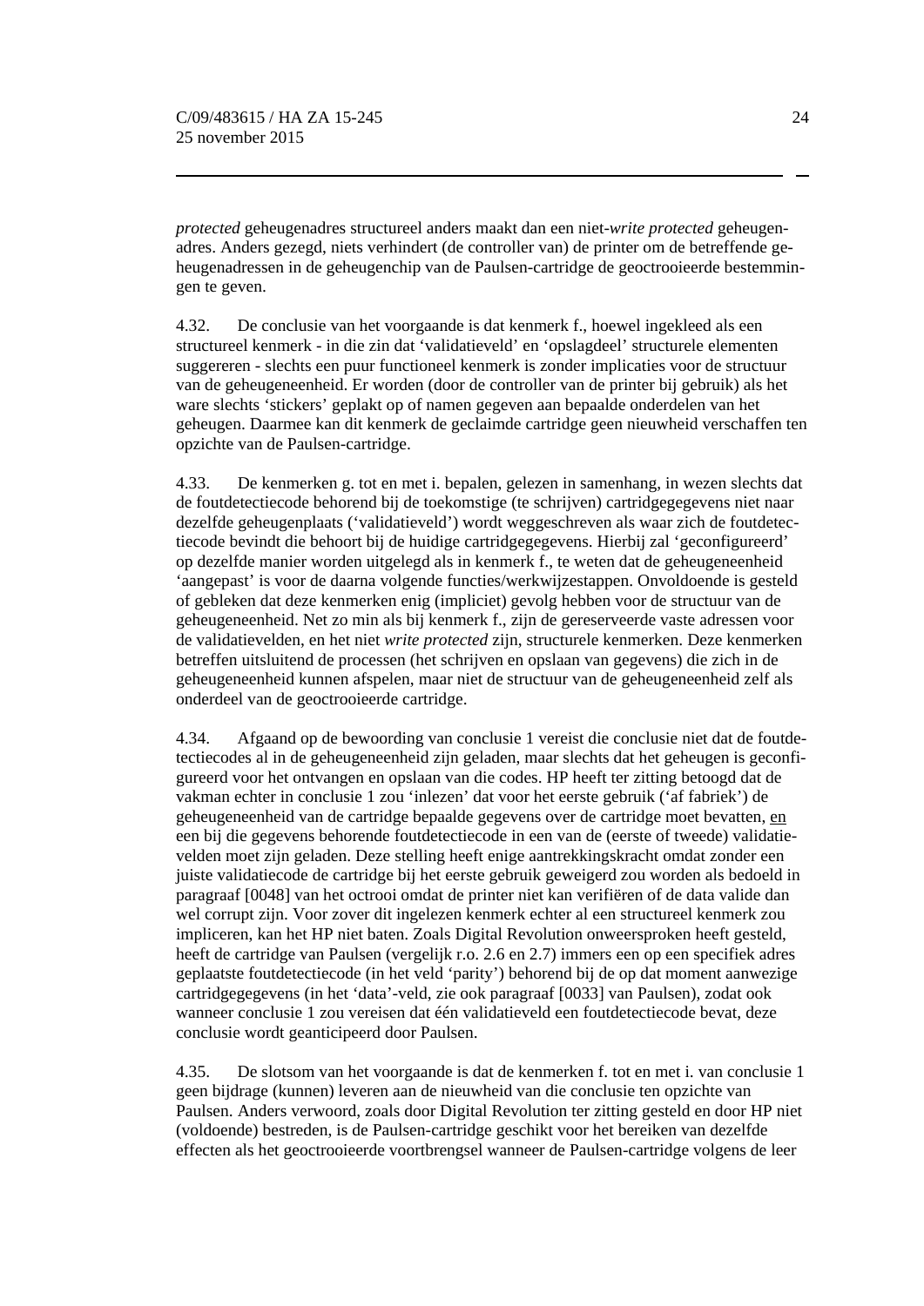*protected* geheugenadres structureel anders maakt dan een niet-*write protected* geheugenadres. Anders gezegd, niets verhindert (de controller van) de printer om de betreffende geheugenadressen in de geheugenchip van de Paulsen-cartridge de geoctrooieerde bestemmingen te geven.

4.32. De conclusie van het voorgaande is dat kenmerk f., hoewel ingekleed als een structureel kenmerk - in die zin dat 'validatieveld' en 'opslagdeel' structurele elementen suggereren - slechts een puur functioneel kenmerk is zonder implicaties voor de structuur van de geheugeneenheid. Er worden (door de controller van de printer bij gebruik) als het ware slechts 'stickers' geplakt op of namen gegeven aan bepaalde onderdelen van het geheugen. Daarmee kan dit kenmerk de geclaimde cartridge geen nieuwheid verschaffen ten opzichte van de Paulsen-cartridge.

4.33. De kenmerken g. tot en met i. bepalen, gelezen in samenhang, in wezen slechts dat de foutdetectiecode behorend bij de toekomstige (te schrijven) cartridgegegevens niet naar dezelfde geheugenplaats ('validatieveld') wordt weggeschreven als waar zich de foutdetectiecode bevindt die behoort bij de huidige cartridgegegevens. Hierbij zal 'geconfigureerd' op dezelfde manier worden uitgelegd als in kenmerk f., te weten dat de geheugeneenheid 'aangepast' is voor de daarna volgende functies/werkwijzestappen. Onvoldoende is gesteld of gebleken dat deze kenmerken enig (impliciet) gevolg hebben voor de structuur van de geheugeneenheid. Net zo min als bij kenmerk f., zijn de gereserveerde vaste adressen voor de validatievelden, en het niet *write protected* zijn, structurele kenmerken. Deze kenmerken betreffen uitsluitend de processen (het schrijven en opslaan van gegevens) die zich in de geheugeneenheid kunnen afspelen, maar niet de structuur van de geheugeneenheid zelf als onderdeel van de geoctrooieerde cartridge.

4.34. Afgaand op de bewoording van conclusie 1 vereist die conclusie niet dat de foutdetectiecodes al in de geheugeneenheid zijn geladen, maar slechts dat het geheugen is geconfigureerd voor het ontvangen en opslaan van die codes. HP heeft ter zitting betoogd dat de vakman echter in conclusie 1 zou 'inlezen' dat voor het eerste gebruik ('af fabriek') de geheugeneenheid van de cartridge bepaalde gegevens over de cartridge moet bevatten, <u>en</u> een bij die gegevens behorende foutdetectiecode in een van de (eerste of tweede) validatievelden moet zijn geladen. Deze stelling heeft enige aantrekkingskracht omdat zonder een juiste validatiecode de cartridge bij het eerste gebruik geweigerd zou worden als bedoeld in paragraaf [0048] van het octrooi omdat de printer niet kan verifiëren of de data valide dan wel corrupt zijn. Voor zover dit ingelezen kenmerk echter al een structureel kenmerk zou impliceren, kan het HP niet baten. Zoals Digital Revolution onweersproken heeft gesteld, heeft de cartridge van Paulsen (vergelijk r.o. 2.6 en 2.7) immers een op een specifiek adres geplaatste foutdetectiecode (in het veld 'parity') behorend bij de op dat moment aanwezige cartridgegegevens (in het 'data'-veld, zie ook paragraaf [0033] van Paulsen), zodat ook wanneer conclusie 1 zou vereisen dat één validatieveld een foutdetectiecode bevat, deze conclusie wordt geanticipeerd door Paulsen.

4.35. De slotsom van het voorgaande is dat de kenmerken f. tot en met i. van conclusie 1 geen bijdrage (kunnen) leveren aan de nieuwheid van die conclusie ten opzichte van Paulsen. Anders verwoord, zoals door Digital Revolution ter zitting gesteld en door HP niet (voldoende) bestreden, is de Paulsen-cartridge geschikt voor het bereiken van dezelfde effecten als het geoctrooieerde voortbrengsel wanneer de Paulsen-cartridge volgens de leer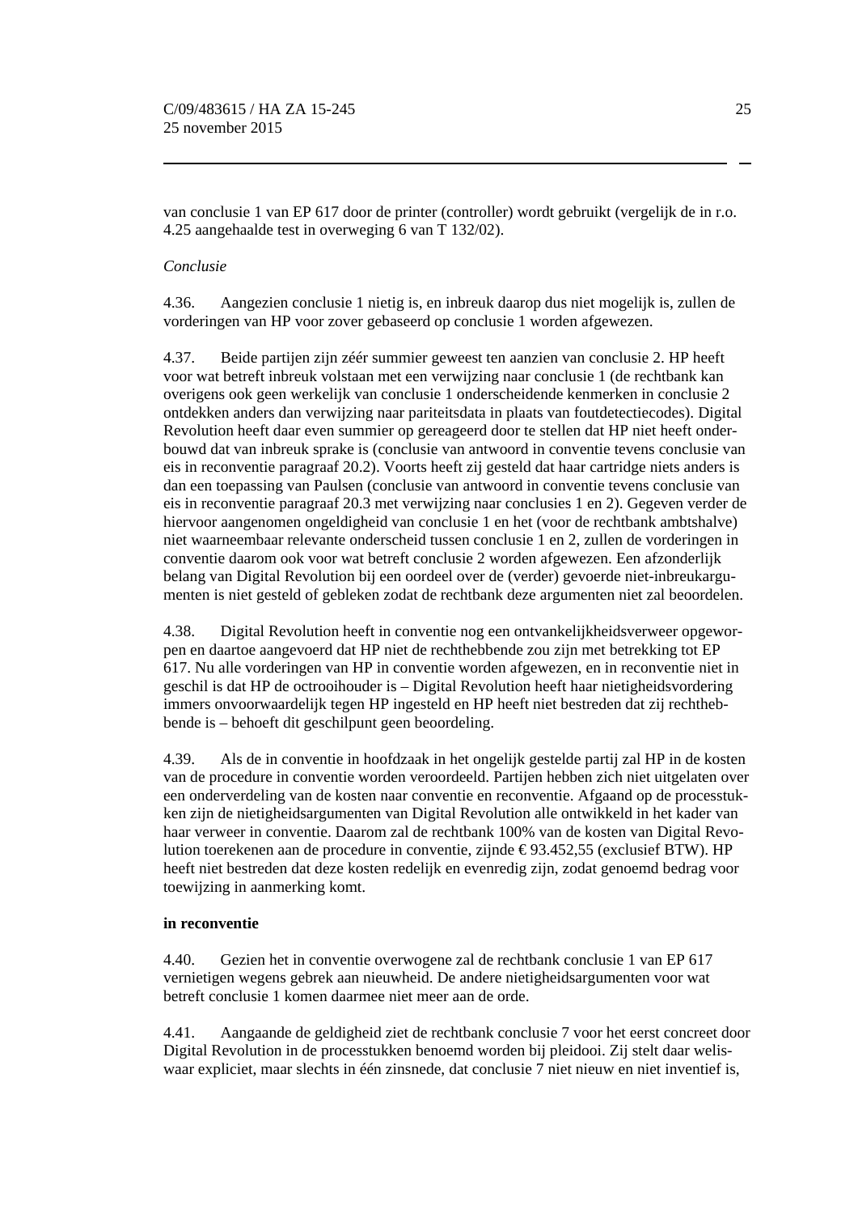van conclusie 1 van EP 617 door de printer (controller) wordt gebruikt (vergelijk de in r.o. 4.25 aangehaalde test in overweging 6 van T 132/02).

*Conclusie*

4.36. Aangezien conclusie 1 nietig is, en inbreuk daarop dus niet mogelijk is, zullen de vorderingen van HP voor zover gebaseerd op conclusie 1 worden afgewezen.

4.37. Beide partijen zijn zéér summier geweest ten aanzien van conclusie 2. HP heeft voor wat betreft inbreuk volstaan met een verwijzing naar conclusie 1 (de rechtbank kan overigens ook geen werkelijk van conclusie 1 onderscheidende kenmerken in conclusie 2 ontdekken anders dan verwijzing naar pariteitsdata in plaats van foutdetectiecodes). Digital Revolution heeft daar even summier op gereageerd door te stellen dat HP niet heeft onderbouwd dat van inbreuk sprake is (conclusie van antwoord in conventie tevens conclusie van eis in reconventie paragraaf 20.2). Voorts heeft zij gesteld dat haar cartridge niets anders is dan een toepassing van Paulsen (conclusie van antwoord in conventie tevens conclusie van eis in reconventie paragraaf 20.3 met verwijzing naar conclusies 1 en 2). Gegeven verder de hiervoor aangenomen ongeldigheid van conclusie 1 en het (voor de rechtbank ambtshalve) niet waarneembaar relevante onderscheid tussen conclusie 1 en 2, zullen de vorderingen in conventie daarom ook voor wat betreft conclusie 2 worden afgewezen. Een afzonderlijk belang van Digital Revolution bij een oordeel over de (verder) gevoerde niet-inbreukargumenten is niet gesteld of gebleken zodat de rechtbank deze argumenten niet zal beoordelen.

4.38. Digital Revolution heeft in conventie nog een ontvankelijkheidsverweer opgeworpen en daartoe aangevoerd dat HP niet de rechthebbende zou zijn met betrekking tot EP 617. Nu alle vorderingen van HP in conventie worden afgewezen, en in reconventie niet in geschil is dat HP de octrooihouder is – Digital Revolution heeft haar nietigheidsvordering immers onvoorwaardelijk tegen HP ingesteld en HP heeft niet bestreden dat zij rechthebbende is – behoeft dit geschilpunt geen beoordeling.

4.39. Als de in conventie in hoofdzaak in het ongelijk gestelde partij zal HP in de kosten van de procedure in conventie worden veroordeeld. Partijen hebben zich niet uitgelaten over een onderverdeling van de kosten naar conventie en reconventie. Afgaand op de processtukken zijn de nietigheidsargumenten van Digital Revolution alle ontwikkeld in het kader van haar verweer in conventie. Daarom zal de rechtbank 100% van de kosten van Digital Revolution toerekenen aan de procedure in conventie, zijnde € 93.452,55 (exclusief BTW). HP heeft niet bestreden dat deze kosten redelijk en evenredig zijn, zodat genoemd bedrag voor toewijzing in aanmerking komt.

**in reconventie**

4.40. Gezien het in conventie overwogene zal de rechtbank conclusie 1 van EP 617 vernietigen wegens gebrek aan nieuwheid. De andere nietigheidsargumenten voor wat betreft conclusie 1 komen daarmee niet meer aan de orde.

4.41. Aangaande de geldigheid ziet de rechtbank conclusie 7 voor het eerst concreet door Digital Revolution in de processtukken benoemd worden bij pleidooi. Zij stelt daar weliswaar expliciet, maar slechts in één zinsnede, dat conclusie 7 niet nieuw en niet inventief is,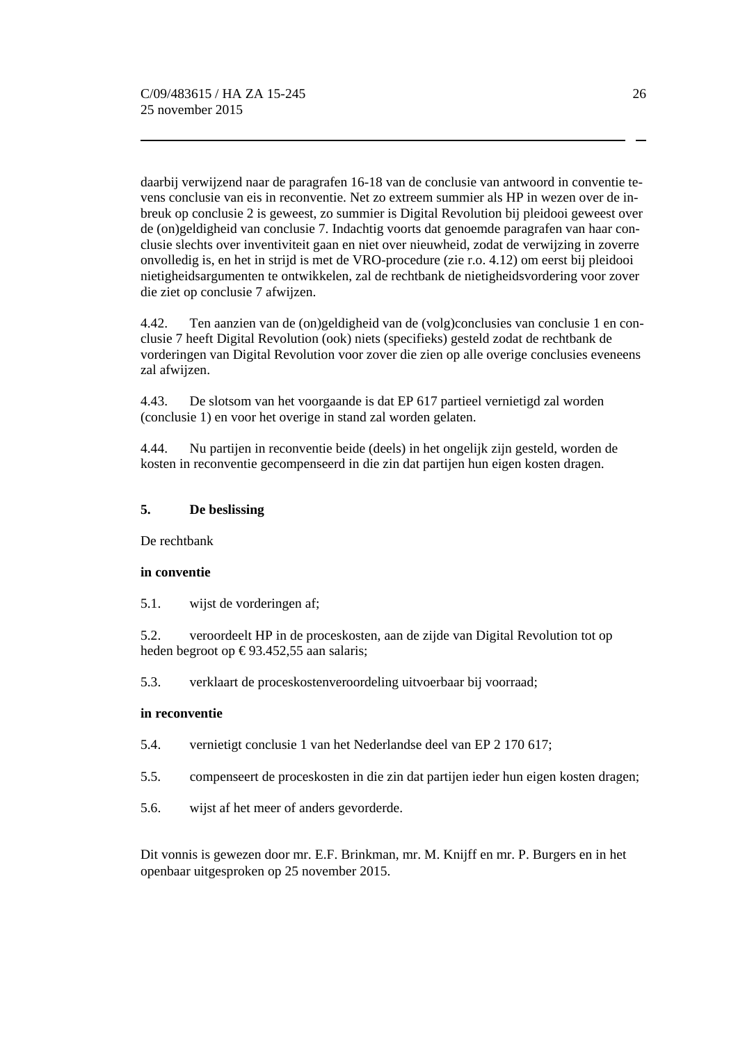daarbij verwijzend naar de paragrafen 16-18 van de conclusie van antwoord in conventie tevens conclusie van eis in reconventie. Net zo extreem summier als HP in wezen over de inbreuk op conclusie 2 is geweest, zo summier is Digital Revolution bij pleidooi geweest over de (on)geldigheid van conclusie 7. Indachtig voorts dat genoemde paragrafen van haar conclusie slechts over inventiviteit gaan en niet over nieuwheid, zodat de verwijzing in zoverre onvolledig is, en het in strijd is met de VRO-procedure (zie r.o. 4.12) om eerst bij pleidooi nietigheidsargumenten te ontwikkelen, zal de rechtbank de nietigheidsvordering voor zover die ziet op conclusie 7 afwijzen.

4.42. Ten aanzien van de (on)geldigheid van de (volg)conclusies van conclusie 1 en conclusie 7 heeft Digital Revolution (ook) niets (specifieks) gesteld zodat de rechtbank de vorderingen van Digital Revolution voor zover die zien op alle overige conclusies eveneens zal afwijzen.

4.43. De slotsom van het voorgaande is dat EP 617 partieel vernietigd zal worden (conclusie 1) en voor het overige in stand zal worden gelaten.

4.44. Nu partijen in reconventie beide (deels) in het ongelijk zijn gesteld, worden de kosten in reconventie gecompenseerd in die zin dat partijen hun eigen kosten dragen.

## 5. De beslissing

De rechtbank

**in conventie**

5.1. wijst de vorderingen af;

5.2. veroordeelt HP in de proceskosten, aan de zijde van Digital Revolution tot op heden begroot op € 93.452,55 aan salaris;

5.3. verklaart de proceskostenveroordeling uitvoerbaar bij voorraad;

**in reconventie**

5.4. vernietigt conclusie 1 van het Nederlandse deel van EP 2 170 617;

5.5. compenseert de proceskosten in die zin dat partijen ieder hun eigen kosten dragen;

5.6. wijst af het meer of anders gevorderde.

Dit vonnis is gewezen door mr. E.F. Brinkman, mr. M. Knijff en mr. P. Burgers en in het openbaar uitgesproken op 25 november 2015.